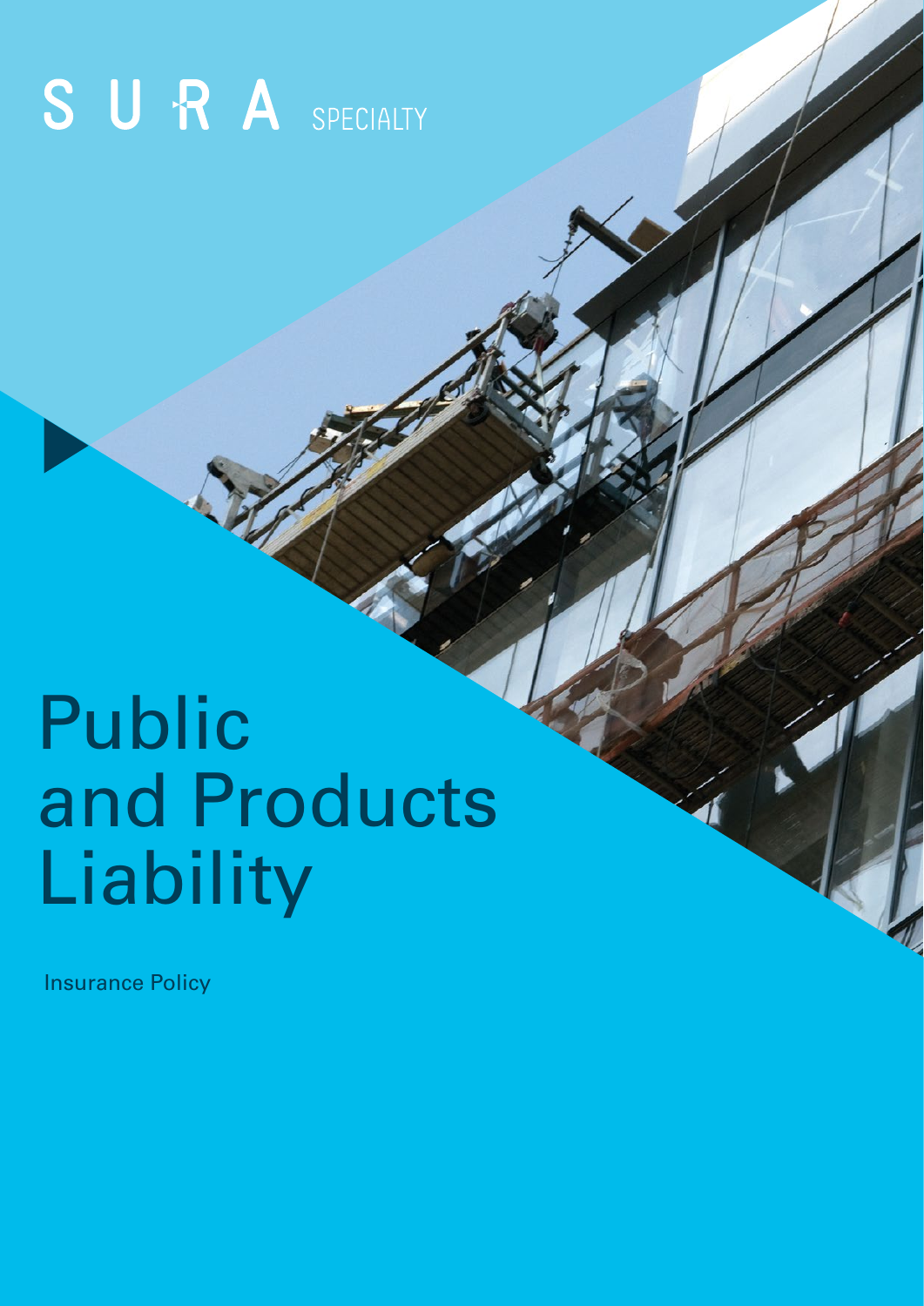SURA SPECIALTY

# Public and Products Liability

Insurance Policy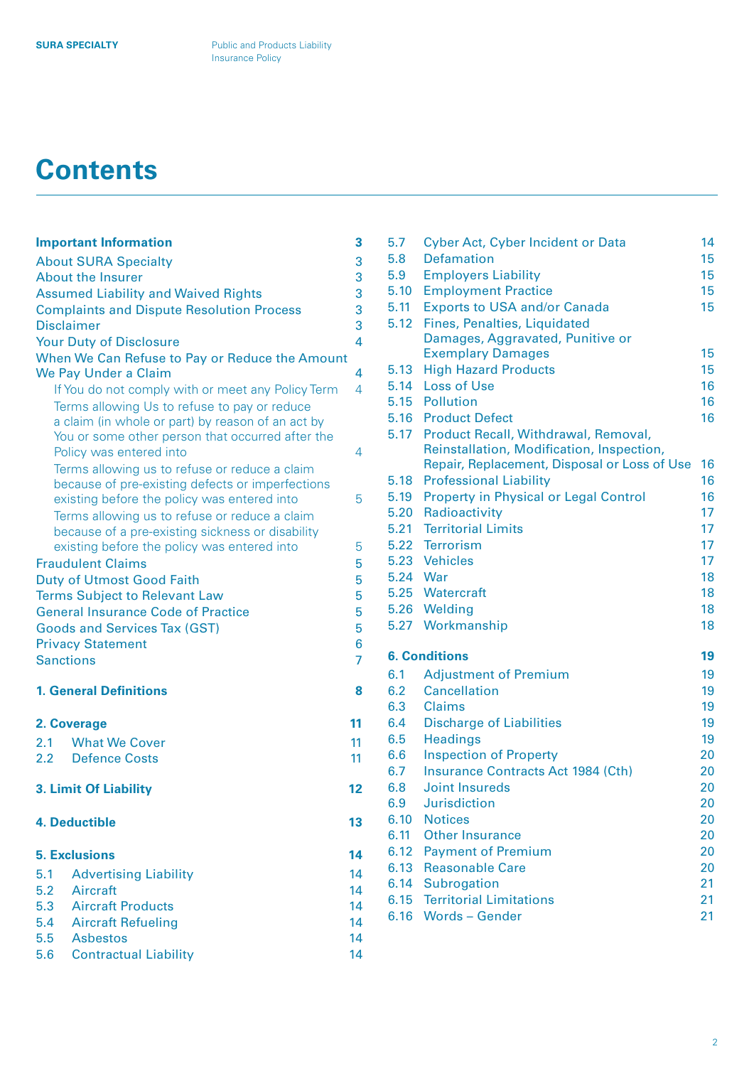# Contents

| | |
|---|---|
| **Important Information** | **3** |
| About SURA Specialty | 3 |
| About the Insurer | 3 |
| Assumed Liability and Waived Rights | 3 |
| Complaints and Dispute Resolution Process | 3 |
| Disclaimer | 3 |
| Your Duty of Disclosure | 4 |
| When We Can Refuse to Pay or Reduce the Amount We Pay Under a Claim | 4 |
| If You do not comply with or meet any Policy Term | 4 |
| Terms allowing Us to refuse to pay or reduce a claim (in whole or part) by reason of an act by You or some other person that occurred after the Policy was entered into | 4 |
| Terms allowing us to refuse or reduce a claim because of pre-existing defects or imperfections existing before the policy was entered into | 5 |
| Terms allowing us to refuse or reduce a claim because of a pre-existing sickness or disability existing before the policy was entered into | 5 |
| Fraudulent Claims | 5 |
| Duty of Utmost Good Faith | 5 |
| Terms Subject to Relevant Law | 5 |
| General Insurance Code of Practice | 5 |
| Goods and Services Tax (GST) | 5 |
| Privacy Statement | 6 |
| Sanctions | 7 |
| **1. General Definitions** | **8** |
| **2. Coverage** | **11** |
| 2.1 What We Cover | 11 |
| 2.2 Defence Costs | 11 |
| **3. Limit Of Liability** | **12** |
| **4. Deductible** | **13** |
| **5. Exclusions** | **14** |
| 5.1 Advertising Liability | 14 |
| 5.2 Aircraft | 14 |
| 5.3 Aircraft Products | 14 |
| 5.4 Aircraft Refueling | 14 |
| 5.5 Asbestos | 14 |
| 5.6 Contractual Liability | 14 |
| 5.7 Cyber Act, Cyber Incident or Data | 14 |
| 5.8 Defamation | 15 |
| 5.9 Employers Liability | 15 |
| 5.10 Employment Practice | 15 |
| 5.11 Exports to USA and/or Canada | 15 |
| 5.12 Fines, Penalties, Liquidated Damages, Aggravated, Punitive or Exemplary Damages | 15 |
| 5.13 High Hazard Products | 15 |
| 5.14 Loss of Use | 16 |
| 5.15 Pollution | 16 |
| 5.16 Product Defect | 16 |
| 5.17 Product Recall, Withdrawal, Removal, Reinstallation, Modification, Inspection, Repair, Replacement, Disposal or Loss of Use | 16 |
| 5.18 Professional Liability | 16 |
| 5.19 Property in Physical or Legal Control | 16 |
| 5.20 Radioactivity | 17 |
| 5.21 Territorial Limits | 17 |
| 5.22 Terrorism | 17 |
| 5.23 Vehicles | 17 |
| 5.24 War | 18 |
| 5.25 Watercraft | 18 |
| 5.26 Welding | 18 |
| 5.27 Workmanship | 18 |
| **6. Conditions** | **19** |
| 6.1 Adjustment of Premium | 19 |
| 6.2 Cancellation | 19 |
| 6.3 Claims | 19 |
| 6.4 Discharge of Liabilities | 19 |
| 6.5 Headings | 19 |
| 6.6 Inspection of Property | 20 |
| 6.7 Insurance Contracts Act 1984 (Cth) | 20 |
| 6.8 Joint Insureds | 20 |
| 6.9 Jurisdiction | 20 |
| 6.10 Notices | 20 |
| 6.11 Other Insurance | 20 |
| 6.12 Payment of Premium | 20 |
| 6.13 Reasonable Care | 20 |
| 6.14 Subrogation | 21 |
| 6.15 Territorial Limitations | 21 |
| 6.16 Words – Gender | 21 |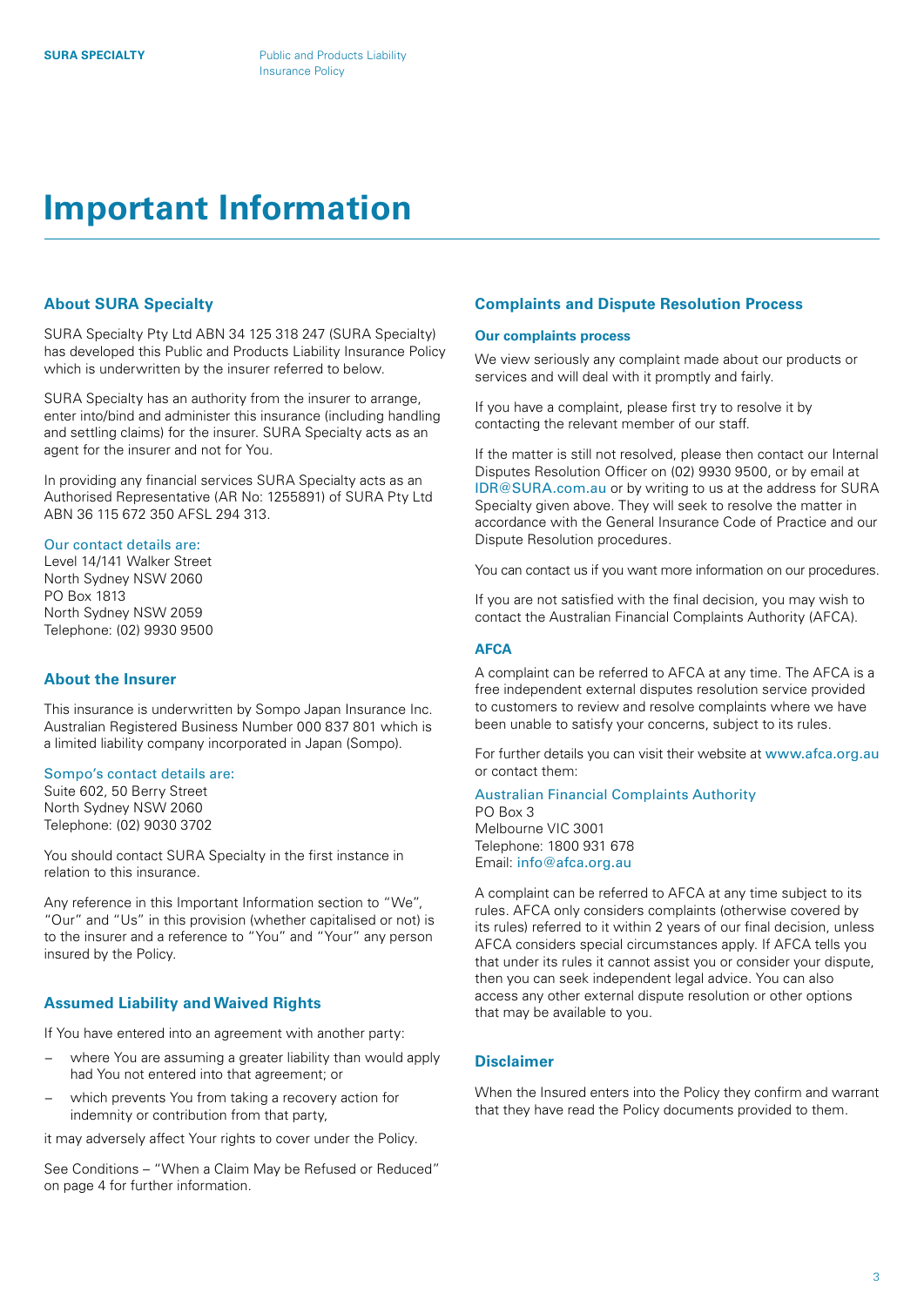# Important Information

## About SURA Specialty

SURA Specialty Pty Ltd ABN 34 125 318 247 (SURA Specialty) has developed this Public and Products Liability Insurance Policy which is underwritten by the insurer referred to below.

SURA Specialty has an authority from the insurer to arrange, enter into/bind and administer this insurance (including handling and settling claims) for the insurer. SURA Specialty acts as an agent for the insurer and not for You.

In providing any financial services SURA Specialty acts as an Authorised Representative (AR No: 1255891) of SURA Pty Ltd ABN 36 115 672 350 AFSL 294 313.

Our contact details are:
Level 14/141 Walker Street
North Sydney NSW 2060
PO Box 1813
North Sydney NSW 2059
Telephone: (02) 9930 9500

## About the Insurer

This insurance is underwritten by Sompo Japan Insurance Inc. Australian Registered Business Number 000 837 801 which is a limited liability company incorporated in Japan (Sompo).

Sompo's contact details are:
Suite 602, 50 Berry Street
North Sydney NSW 2060
Telephone: (02) 9030 3702

You should contact SURA Specialty in the first instance in relation to this insurance.

Any reference in this Important Information section to "We", "Our" and "Us" in this provision (whether capitalised or not) is to the insurer and a reference to "You" and "Your" any person insured by the Policy.

## Assumed Liability and Waived Rights

If You have entered into an agreement with another party:

- where You are assuming a greater liability than would apply had You not entered into that agreement; or
- which prevents You from taking a recovery action for indemnity or contribution from that party,

it may adversely affect Your rights to cover under the Policy.

See Conditions – "When a Claim May be Refused or Reduced" on page 4 for further information.

## Complaints and Dispute Resolution Process

### Our complaints process

We view seriously any complaint made about our products or services and will deal with it promptly and fairly.

If you have a complaint, please first try to resolve it by contacting the relevant member of our staff.

If the matter is still not resolved, please then contact our Internal Disputes Resolution Officer on (02) 9930 9500, or by email at IDR@SURA.com.au or by writing to us at the address for SURA Specialty given above. They will seek to resolve the matter in accordance with the General Insurance Code of Practice and our Dispute Resolution procedures.

You can contact us if you want more information on our procedures.

If you are not satisfied with the final decision, you may wish to contact the Australian Financial Complaints Authority (AFCA).

### AFCA

A complaint can be referred to AFCA at any time. The AFCA is a free independent external disputes resolution service provided to customers to review and resolve complaints where we have been unable to satisfy your concerns, subject to its rules.

For further details you can visit their website at www.afca.org.au or contact them:

Australian Financial Complaints Authority
PO Box 3
Melbourne VIC 3001
Telephone: 1800 931 678
Email: info@afca.org.au

A complaint can be referred to AFCA at any time subject to its rules. AFCA only considers complaints (otherwise covered by its rules) referred to it within 2 years of our final decision, unless AFCA considers special circumstances apply. If AFCA tells you that under its rules it cannot assist you or consider your dispute, then you can seek independent legal advice. You can also access any other external dispute resolution or other options that may be available to you.

## Disclaimer

When the Insured enters into the Policy they confirm and warrant that they have read the Policy documents provided to them.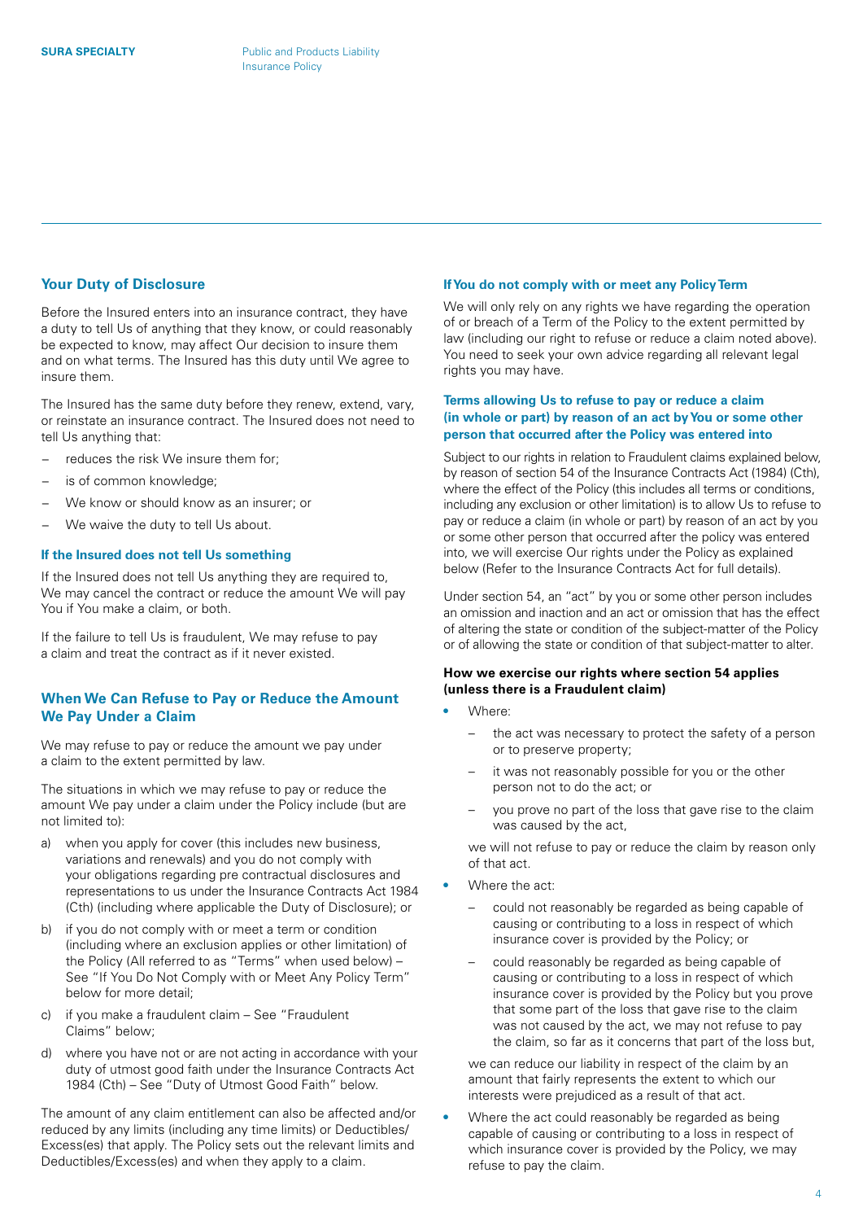## Your Duty of Disclosure

Before the Insured enters into an insurance contract, they have a duty to tell Us of anything that they know, or could reasonably be expected to know, may affect Our decision to insure them and on what terms. The Insured has this duty until We agree to insure them.

The Insured has the same duty before they renew, extend, vary, or reinstate an insurance contract. The Insured does not need to tell Us anything that:

- reduces the risk We insure them for;
- is of common knowledge;
- We know or should know as an insurer; or
- We waive the duty to tell Us about.

### If the Insured does not tell Us something

If the Insured does not tell Us anything they are required to, We may cancel the contract or reduce the amount We will pay You if You make a claim, or both.

If the failure to tell Us is fraudulent, We may refuse to pay a claim and treat the contract as if it never existed.

## When We Can Refuse to Pay or Reduce the Amount We Pay Under a Claim

We may refuse to pay or reduce the amount we pay under a claim to the extent permitted by law.

The situations in which we may refuse to pay or reduce the amount We pay under a claim under the Policy include (but are not limited to):

a) when you apply for cover (this includes new business, variations and renewals) and you do not comply with your obligations regarding pre contractual disclosures and representations to us under the Insurance Contracts Act 1984 (Cth) (including where applicable the Duty of Disclosure); or

b) if you do not comply with or meet a term or condition (including where an exclusion applies or other limitation) of the Policy (All referred to as "Terms" when used below) – See "If You Do Not Comply with or Meet Any Policy Term" below for more detail;

c) if you make a fraudulent claim – See "Fraudulent Claims" below;

d) where you have not or are not acting in accordance with your duty of utmost good faith under the Insurance Contracts Act 1984 (Cth) – See "Duty of Utmost Good Faith" below.

The amount of any claim entitlement can also be affected and/or reduced by any limits (including any time limits) or Deductibles/Excess(es) that apply. The Policy sets out the relevant limits and Deductibles/Excess(es) and when they apply to a claim.

### If You do not comply with or meet any Policy Term

We will only rely on any rights we have regarding the operation of or breach of a Term of the Policy to the extent permitted by law (including our right to refuse or reduce a claim noted above). You need to seek your own advice regarding all relevant legal rights you may have.

### Terms allowing Us to refuse to pay or reduce a claim (in whole or part) by reason of an act by You or some other person that occurred after the Policy was entered into

Subject to our rights in relation to Fraudulent claims explained below, by reason of section 54 of the Insurance Contracts Act (1984) (Cth), where the effect of the Policy (this includes all terms or conditions, including any exclusion or other limitation) is to allow Us to refuse to pay or reduce a claim (in whole or part) by reason of an act by you or some other person that occurred after the policy was entered into, we will exercise Our rights under the Policy as explained below (Refer to the Insurance Contracts Act for full details).

Under section 54, an "act" by you or some other person includes an omission and inaction and an act or omission that has the effect of altering the state or condition of the subject-matter of the Policy or of allowing the state or condition of that subject-matter to alter.

**How we exercise our rights where section 54 applies (unless there is a Fraudulent claim)**

- Where:
  - the act was necessary to protect the safety of a person or to preserve property;
  - it was not reasonably possible for you or the other person not to do the act; or
  - you prove no part of the loss that gave rise to the claim was caused by the act,

  we will not refuse to pay or reduce the claim by reason only of that act.
- Where the act:
  - could not reasonably be regarded as being capable of causing or contributing to a loss in respect of which insurance cover is provided by the Policy; or
  - could reasonably be regarded as being capable of causing or contributing to a loss in respect of which insurance cover is provided by the Policy but you prove that some part of the loss that gave rise to the claim was not caused by the act, we may not refuse to pay the claim, so far as it concerns that part of the loss but,

  we can reduce our liability in respect of the claim by an amount that fairly represents the extent to which our interests were prejudiced as a result of that act.
- Where the act could reasonably be regarded as being capable of causing or contributing to a loss in respect of which insurance cover is provided by the Policy, we may refuse to pay the claim.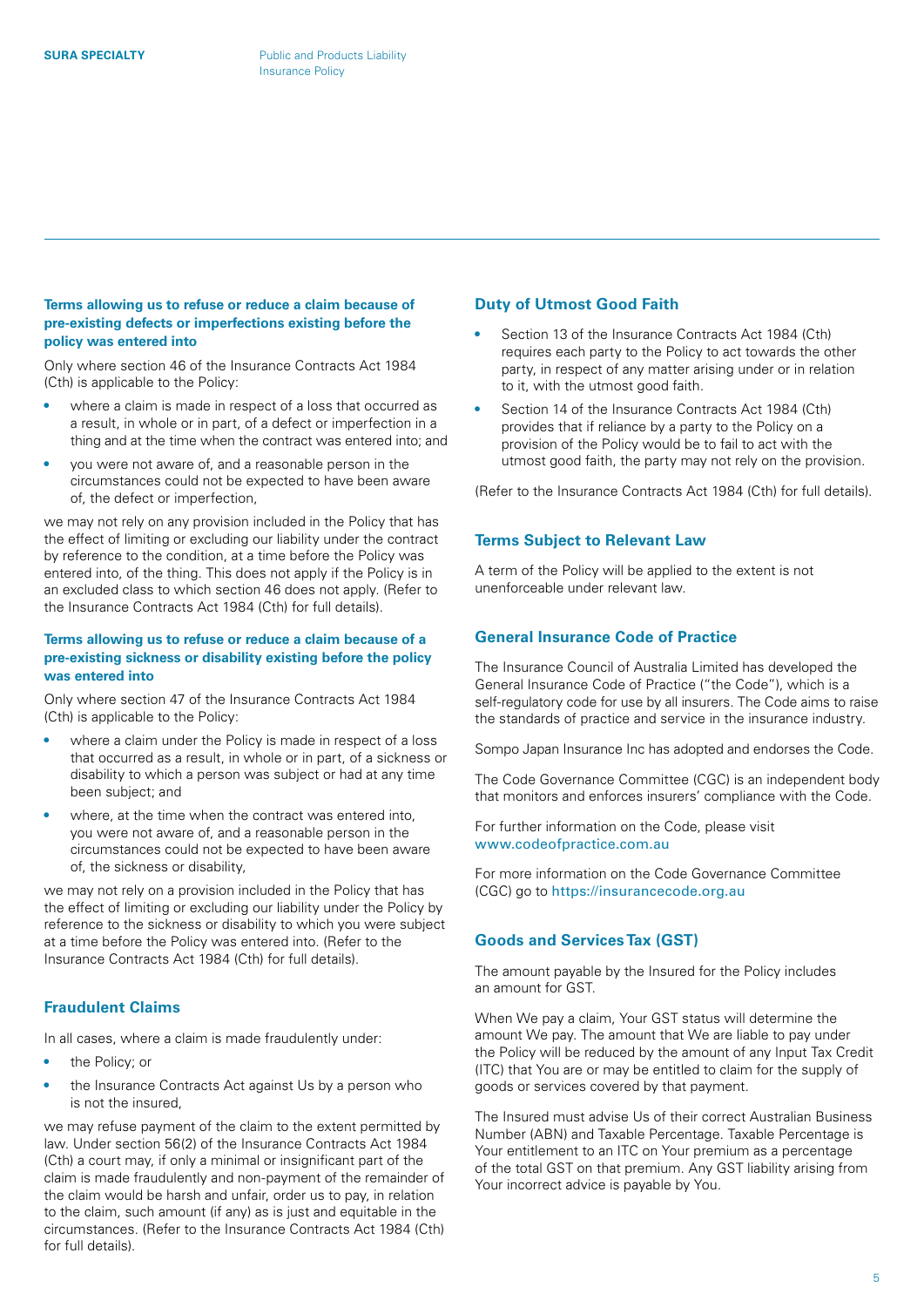### Terms allowing us to refuse or reduce a claim because of pre-existing defects or imperfections existing before the policy was entered into

Only where section 46 of the Insurance Contracts Act 1984 (Cth) is applicable to the Policy:

- where a claim is made in respect of a loss that occurred as a result, in whole or in part, of a defect or imperfection in a thing and at the time when the contract was entered into; and
- you were not aware of, and a reasonable person in the circumstances could not be expected to have been aware of, the defect or imperfection,

we may not rely on any provision included in the Policy that has the effect of limiting or excluding our liability under the contract by reference to the condition, at a time before the Policy was entered into, of the thing. This does not apply if the Policy is in an excluded class to which section 46 does not apply. (Refer to the Insurance Contracts Act 1984 (Cth) for full details).

### Terms allowing us to refuse or reduce a claim because of a pre-existing sickness or disability existing before the policy was entered into

Only where section 47 of the Insurance Contracts Act 1984 (Cth) is applicable to the Policy:

- where a claim under the Policy is made in respect of a loss that occurred as a result, in whole or in part, of a sickness or disability to which a person was subject or had at any time been subject; and
- where, at the time when the contract was entered into, you were not aware of, and a reasonable person in the circumstances could not be expected to have been aware of, the sickness or disability,

we may not rely on a provision included in the Policy that has the effect of limiting or excluding our liability under the Policy by reference to the sickness or disability to which you were subject at a time before the Policy was entered into. (Refer to the Insurance Contracts Act 1984 (Cth) for full details).

## Fraudulent Claims

In all cases, where a claim is made fraudulently under:

- the Policy; or
- the Insurance Contracts Act against Us by a person who is not the insured,

we may refuse payment of the claim to the extent permitted by law. Under section 56(2) of the Insurance Contracts Act 1984 (Cth) a court may, if only a minimal or insignificant part of the claim is made fraudulently and non-payment of the remainder of the claim would be harsh and unfair, order us to pay, in relation to the claim, such amount (if any) as is just and equitable in the circumstances. (Refer to the Insurance Contracts Act 1984 (Cth) for full details).

## Duty of Utmost Good Faith

- Section 13 of the Insurance Contracts Act 1984 (Cth) requires each party to the Policy to act towards the other party, in respect of any matter arising under or in relation to it, with the utmost good faith.
- Section 14 of the Insurance Contracts Act 1984 (Cth) provides that if reliance by a party to the Policy on a provision of the Policy would be to fail to act with the utmost good faith, the party may not rely on the provision.

(Refer to the Insurance Contracts Act 1984 (Cth) for full details).

## Terms Subject to Relevant Law

A term of the Policy will be applied to the extent is not unenforceable under relevant law.

## General Insurance Code of Practice

The Insurance Council of Australia Limited has developed the General Insurance Code of Practice ("the Code"), which is a self-regulatory code for use by all insurers. The Code aims to raise the standards of practice and service in the insurance industry.

Sompo Japan Insurance Inc has adopted and endorses the Code.

The Code Governance Committee (CGC) is an independent body that monitors and enforces insurers' compliance with the Code.

For further information on the Code, please visit www.codeofpractice.com.au

For more information on the Code Governance Committee (CGC) go to https://insurancecode.org.au

## Goods and Services Tax (GST)

The amount payable by the Insured for the Policy includes an amount for GST.

When We pay a claim, Your GST status will determine the amount We pay. The amount that We are liable to pay under the Policy will be reduced by the amount of any Input Tax Credit (ITC) that You are or may be entitled to claim for the supply of goods or services covered by that payment.

The Insured must advise Us of their correct Australian Business Number (ABN) and Taxable Percentage. Taxable Percentage is Your entitlement to an ITC on Your premium as a percentage of the total GST on that premium. Any GST liability arising from Your incorrect advice is payable by You.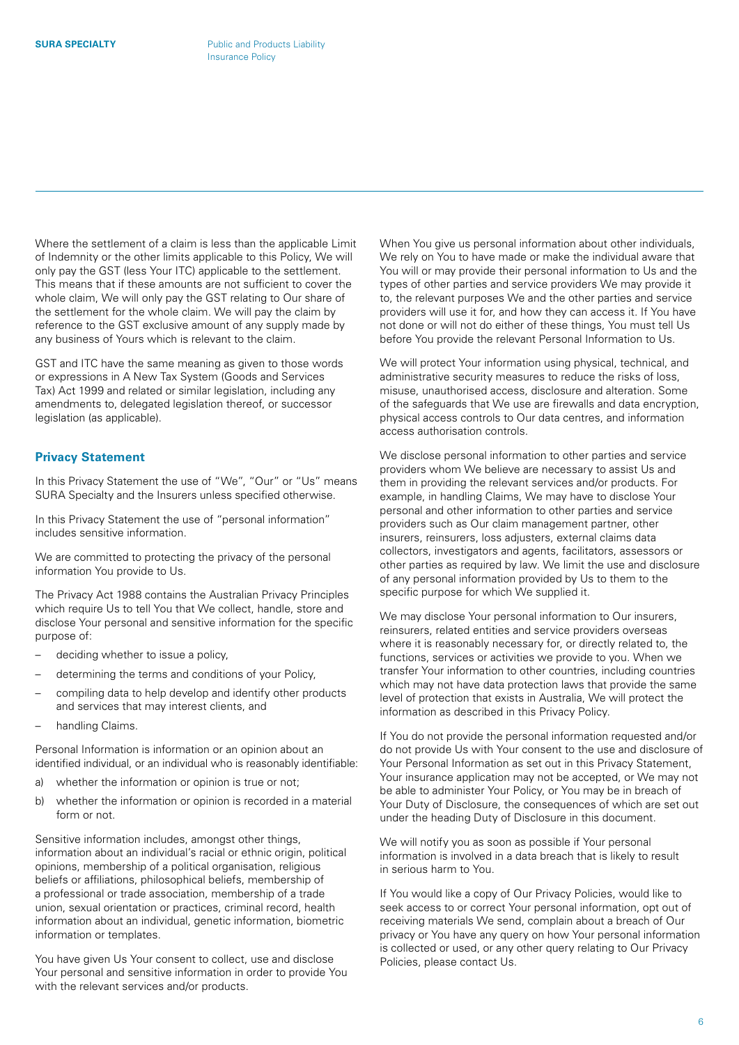Where the settlement of a claim is less than the applicable Limit of Indemnity or the other limits applicable to this Policy, We will only pay the GST (less Your ITC) applicable to the settlement. This means that if these amounts are not sufficient to cover the whole claim, We will only pay the GST relating to Our share of the settlement for the whole claim. We will pay the claim by reference to the GST exclusive amount of any supply made by any business of Yours which is relevant to the claim.

GST and ITC have the same meaning as given to those words or expressions in A New Tax System (Goods and Services Tax) Act 1999 and related or similar legislation, including any amendments to, delegated legislation thereof, or successor legislation (as applicable).

## Privacy Statement

In this Privacy Statement the use of "We", "Our" or "Us" means SURA Specialty and the Insurers unless specified otherwise.

In this Privacy Statement the use of "personal information" includes sensitive information.

We are committed to protecting the privacy of the personal information You provide to Us.

The Privacy Act 1988 contains the Australian Privacy Principles which require Us to tell You that We collect, handle, store and disclose Your personal and sensitive information for the specific purpose of:

- deciding whether to issue a policy,
- determining the terms and conditions of your Policy,
- compiling data to help develop and identify other products and services that may interest clients, and
- handling Claims.

Personal Information is information or an opinion about an identified individual, or an individual who is reasonably identifiable:

a) whether the information or opinion is true or not;
b) whether the information or opinion is recorded in a material form or not.

Sensitive information includes, amongst other things, information about an individual's racial or ethnic origin, political opinions, membership of a political organisation, religious beliefs or affiliations, philosophical beliefs, membership of a professional or trade association, membership of a trade union, sexual orientation or practices, criminal record, health information about an individual, genetic information, biometric information or templates.

You have given Us Your consent to collect, use and disclose Your personal and sensitive information in order to provide You with the relevant services and/or products.

When You give us personal information about other individuals, We rely on You to have made or make the individual aware that You will or may provide their personal information to Us and the types of other parties and service providers We may provide it to, the relevant purposes We and the other parties and service providers will use it for, and how they can access it. If You have not done or will not do either of these things, You must tell Us before You provide the relevant Personal Information to Us.

We will protect Your information using physical, technical, and administrative security measures to reduce the risks of loss, misuse, unauthorised access, disclosure and alteration. Some of the safeguards that We use are firewalls and data encryption, physical access controls to Our data centres, and information access authorisation controls.

We disclose personal information to other parties and service providers whom We believe are necessary to assist Us and them in providing the relevant services and/or products. For example, in handling Claims, We may have to disclose Your personal and other information to other parties and service providers such as Our claim management partner, other insurers, reinsurers, loss adjusters, external claims data collectors, investigators and agents, facilitators, assessors or other parties as required by law. We limit the use and disclosure of any personal information provided by Us to them to the specific purpose for which We supplied it.

We may disclose Your personal information to Our insurers, reinsurers, related entities and service providers overseas where it is reasonably necessary for, or directly related to, the functions, services or activities we provide to you. When we transfer Your information to other countries, including countries which may not have data protection laws that provide the same level of protection that exists in Australia, We will protect the information as described in this Privacy Policy.

If You do not provide the personal information requested and/or do not provide Us with Your consent to the use and disclosure of Your Personal Information as set out in this Privacy Statement, Your insurance application may not be accepted, or We may not be able to administer Your Policy, or You may be in breach of Your Duty of Disclosure, the consequences of which are set out under the heading Duty of Disclosure in this document.

We will notify you as soon as possible if Your personal information is involved in a data breach that is likely to result in serious harm to You.

If You would like a copy of Our Privacy Policies, would like to seek access to or correct Your personal information, opt out of receiving materials We send, complain about a breach of Our privacy or You have any query on how Your personal information is collected or used, or any other query relating to Our Privacy Policies, please contact Us.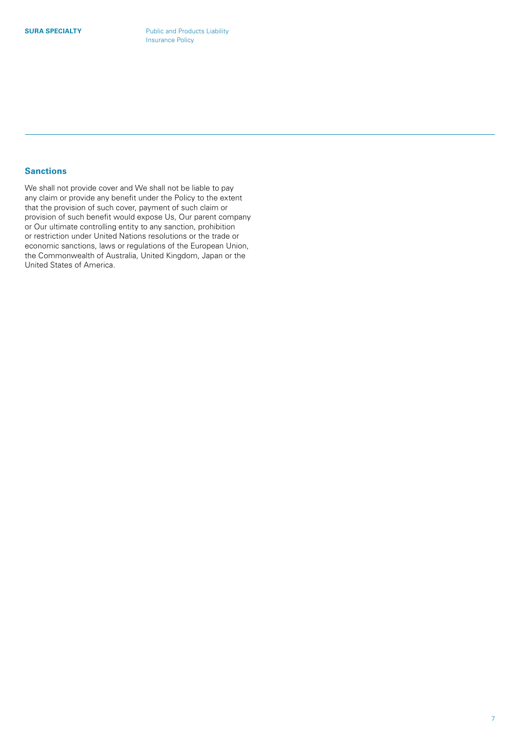## Sanctions

We shall not provide cover and We shall not be liable to pay any claim or provide any benefit under the Policy to the extent that the provision of such cover, payment of such claim or provision of such benefit would expose Us, Our parent company or Our ultimate controlling entity to any sanction, prohibition or restriction under United Nations resolutions or the trade or economic sanctions, laws or regulations of the European Union, the Commonwealth of Australia, United Kingdom, Japan or the United States of America.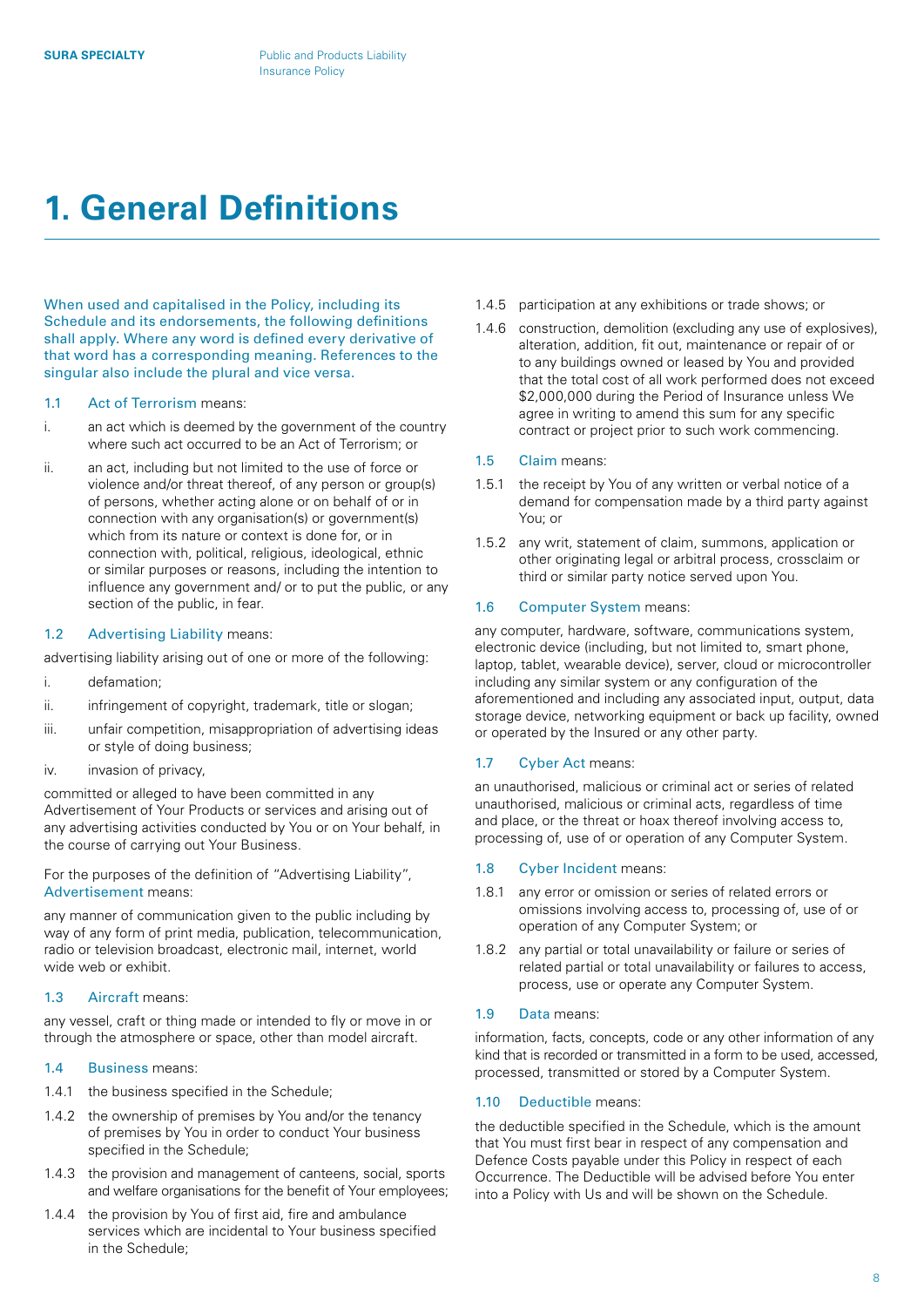# 1. General Definitions

When used and capitalised in the Policy, including its Schedule and its endorsements, the following definitions shall apply. Where any word is defined every derivative of that word has a corresponding meaning. References to the singular also include the plural and vice versa.

**1.1 Act of Terrorism** means:

i. an act which is deemed by the government of the country where such act occurred to be an Act of Terrorism; or

ii. an act, including but not limited to the use of force or violence and/or threat thereof, of any person or group(s) of persons, whether acting alone or on behalf of or in connection with any organisation(s) or government(s) which from its nature or context is done for, or in connection with, political, religious, ideological, ethnic or similar purposes or reasons, including the intention to influence any government and/ or to put the public, or any section of the public, in fear.

**1.2 Advertising Liability** means:

advertising liability arising out of one or more of the following:

i. defamation;

ii. infringement of copyright, trademark, title or slogan;

iii. unfair competition, misappropriation of advertising ideas or style of doing business;

iv. invasion of privacy,

committed or alleged to have been committed in any Advertisement of Your Products or services and arising out of any advertising activities conducted by You or on Your behalf, in the course of carrying out Your Business.

For the purposes of the definition of "Advertising Liability", Advertisement means:

any manner of communication given to the public including by way of any form of print media, publication, telecommunication, radio or television broadcast, electronic mail, internet, world wide web or exhibit.

**1.3 Aircraft** means:

any vessel, craft or thing made or intended to fly or move in or through the atmosphere or space, other than model aircraft.

**1.4 Business** means:

1.4.1 the business specified in the Schedule;

1.4.2 the ownership of premises by You and/or the tenancy of premises by You in order to conduct Your business specified in the Schedule;

1.4.3 the provision and management of canteens, social, sports and welfare organisations for the benefit of Your employees;

1.4.4 the provision by You of first aid, fire and ambulance services which are incidental to Your business specified in the Schedule;

1.4.5 participation at any exhibitions or trade shows; or

1.4.6 construction, demolition (excluding any use of explosives), alteration, addition, fit out, maintenance or repair of or to any buildings owned or leased by You and provided that the total cost of all work performed does not exceed $2,000,000 during the Period of Insurance unless We agree in writing to amend this sum for any specific contract or project prior to such work commencing.

**1.5 Claim** means:

1.5.1 the receipt by You of any written or verbal notice of a demand for compensation made by a third party against You; or

1.5.2 any writ, statement of claim, summons, application or other originating legal or arbitral process, crossclaim or third or similar party notice served upon You.

**1.6 Computer System** means:

any computer, hardware, software, communications system, electronic device (including, but not limited to, smart phone, laptop, tablet, wearable device), server, cloud or microcontroller including any similar system or any configuration of the aforementioned and including any associated input, output, data storage device, networking equipment or back up facility, owned or operated by the Insured or any other party.

**1.7 Cyber Act** means:

an unauthorised, malicious or criminal act or series of related unauthorised, malicious or criminal acts, regardless of time and place, or the threat or hoax thereof involving access to, processing of, use of or operation of any Computer System.

**1.8 Cyber Incident** means:

1.8.1 any error or omission or series of related errors or omissions involving access to, processing of, use of or operation of any Computer System; or

1.8.2 any partial or total unavailability or failure or series of related partial or total unavailability or failures to access, process, use or operate any Computer System.

**1.9 Data** means:

information, facts, concepts, code or any other information of any kind that is recorded or transmitted in a form to be used, accessed, processed, transmitted or stored by a Computer System.

**1.10 Deductible** means:

the deductible specified in the Schedule, which is the amount that You must first bear in respect of any compensation and Defence Costs payable under this Policy in respect of each Occurrence. The Deductible will be advised before You enter into a Policy with Us and will be shown on the Schedule.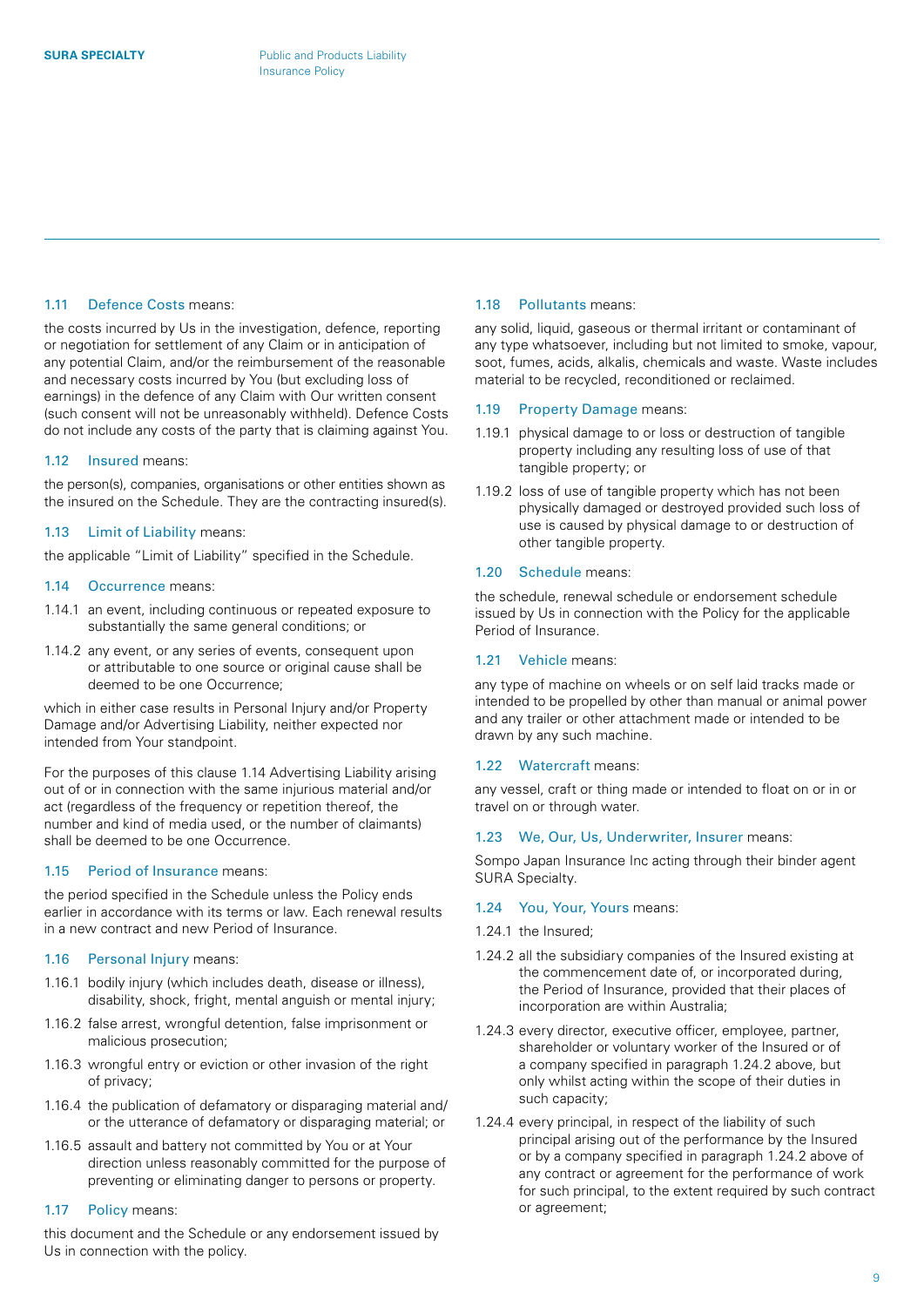### 1.11 Defence Costs means:

the costs incurred by Us in the investigation, defence, reporting or negotiation for settlement of any Claim or in anticipation of any potential Claim, and/or the reimbursement of the reasonable and necessary costs incurred by You (but excluding loss of earnings) in the defence of any Claim with Our written consent (such consent will not be unreasonably withheld). Defence Costs do not include any costs of the party that is claiming against You.

### 1.12 Insured means:

the person(s), companies, organisations or other entities shown as the insured on the Schedule. They are the contracting insured(s).

### 1.13 Limit of Liability means:

the applicable "Limit of Liability" specified in the Schedule.

### 1.14 Occurrence means:

1.14.1 an event, including continuous or repeated exposure to substantially the same general conditions; or

1.14.2 any event, or any series of events, consequent upon or attributable to one source or original cause shall be deemed to be one Occurrence;

which in either case results in Personal Injury and/or Property Damage and/or Advertising Liability, neither expected nor intended from Your standpoint.

For the purposes of this clause 1.14 Advertising Liability arising out of or in connection with the same injurious material and/or act (regardless of the frequency or repetition thereof, the number and kind of media used, or the number of claimants) shall be deemed to be one Occurrence.

### 1.15 Period of Insurance means:

the period specified in the Schedule unless the Policy ends earlier in accordance with its terms or law. Each renewal results in a new contract and new Period of Insurance.

### 1.16 Personal Injury means:

1.16.1 bodily injury (which includes death, disease or illness), disability, shock, fright, mental anguish or mental injury;

1.16.2 false arrest, wrongful detention, false imprisonment or malicious prosecution;

1.16.3 wrongful entry or eviction or other invasion of the right of privacy;

1.16.4 the publication of defamatory or disparaging material and/or the utterance of defamatory or disparaging material; or

1.16.5 assault and battery not committed by You or at Your direction unless reasonably committed for the purpose of preventing or eliminating danger to persons or property.

### 1.17 Policy means:

this document and the Schedule or any endorsement issued by Us in connection with the policy.

### 1.18 Pollutants means:

any solid, liquid, gaseous or thermal irritant or contaminant of any type whatsoever, including but not limited to smoke, vapour, soot, fumes, acids, alkalis, chemicals and waste. Waste includes material to be recycled, reconditioned or reclaimed.

### 1.19 Property Damage means:

1.19.1 physical damage to or loss or destruction of tangible property including any resulting loss of use of that tangible property; or

1.19.2 loss of use of tangible property which has not been physically damaged or destroyed provided such loss of use is caused by physical damage to or destruction of other tangible property.

### 1.20 Schedule means:

the schedule, renewal schedule or endorsement schedule issued by Us in connection with the Policy for the applicable Period of Insurance.

### 1.21 Vehicle means:

any type of machine on wheels or on self laid tracks made or intended to be propelled by other than manual or animal power and any trailer or other attachment made or intended to be drawn by any such machine.

### 1.22 Watercraft means:

any vessel, craft or thing made or intended to float on or in or travel on or through water.

### 1.23 We, Our, Us, Underwriter, Insurer means:

Sompo Japan Insurance Inc acting through their binder agent SURA Specialty.

### 1.24 You, Your, Yours means:

1.24.1 the Insured;

1.24.2 all the subsidiary companies of the Insured existing at the commencement date of, or incorporated during, the Period of Insurance, provided that their places of incorporation are within Australia;

1.24.3 every director, executive officer, employee, partner, shareholder or voluntary worker of the Insured or of a company specified in paragraph 1.24.2 above, but only whilst acting within the scope of their duties in such capacity;

1.24.4 every principal, in respect of the liability of such principal arising out of the performance by the Insured or by a company specified in paragraph 1.24.2 above of any contract or agreement for the performance of work for such principal, to the extent required by such contract or agreement;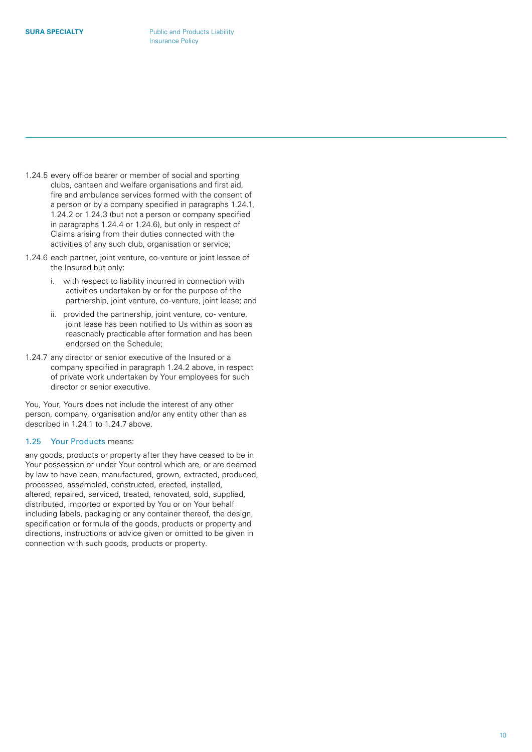1.24.5 every office bearer or member of social and sporting clubs, canteen and welfare organisations and first aid, fire and ambulance services formed with the consent of a person or by a company specified in paragraphs 1.24.1, 1.24.2 or 1.24.3 (but not a person or company specified in paragraphs 1.24.4 or 1.24.6), but only in respect of Claims arising from their duties connected with the activities of any such club, organisation or service;

1.24.6 each partner, joint venture, co-venture or joint lessee of the Insured but only:

  i. with respect to liability incurred in connection with activities undertaken by or for the purpose of the partnership, joint venture, co-venture, joint lease; and

  ii. provided the partnership, joint venture, co- venture, joint lease has been notified to Us within as soon as reasonably practicable after formation and has been endorsed on the Schedule;

1.24.7 any director or senior executive of the Insured or a company specified in paragraph 1.24.2 above, in respect of private work undertaken by Your employees for such director or senior executive.

You, Your, Yours does not include the interest of any other person, company, organisation and/or any entity other than as described in 1.24.1 to 1.24.7 above.

### 1.25 Your Products means:

any goods, products or property after they have ceased to be in Your possession or under Your control which are, or are deemed by law to have been, manufactured, grown, extracted, produced, processed, assembled, constructed, erected, installed, altered, repaired, serviced, treated, renovated, sold, supplied, distributed, imported or exported by You or on Your behalf including labels, packaging or any container thereof, the design, specification or formula of the goods, products or property and directions, instructions or advice given or omitted to be given in connection with such goods, products or property.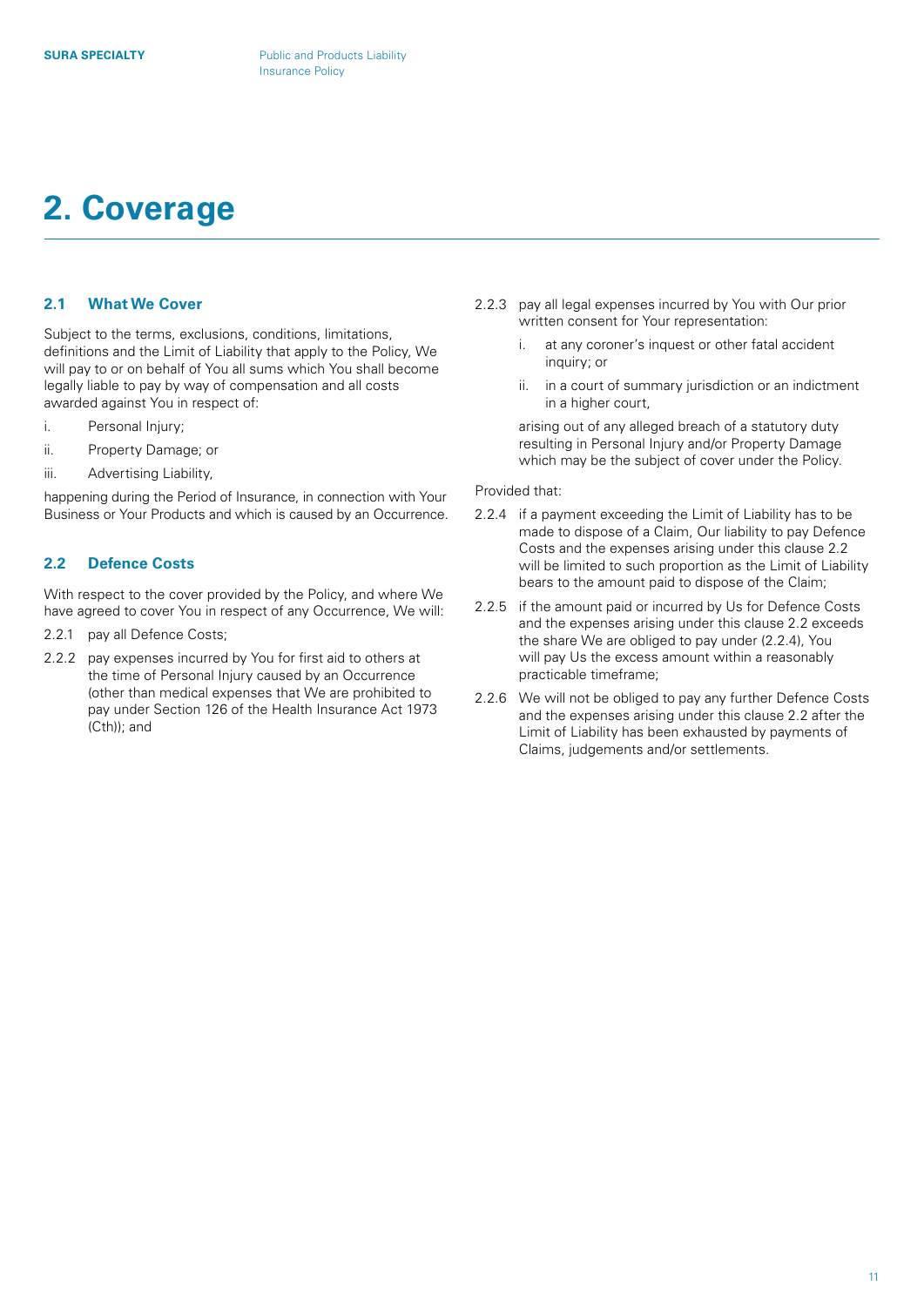# 2. Coverage

## 2.1 What We Cover

Subject to the terms, exclusions, conditions, limitations, definitions and the Limit of Liability that apply to the Policy, We will pay to or on behalf of You all sums which You shall become legally liable to pay by way of compensation and all costs awarded against You in respect of:

i. Personal Injury;

ii. Property Damage; or

iii. Advertising Liability,

happening during the Period of Insurance, in connection with Your Business or Your Products and which is caused by an Occurrence.

## 2.2 Defence Costs

With respect to the cover provided by the Policy, and where We have agreed to cover You in respect of any Occurrence, We will:

2.2.1 pay all Defence Costs;

2.2.2 pay expenses incurred by You for first aid to others at the time of Personal Injury caused by an Occurrence (other than medical expenses that We are prohibited to pay under Section 126 of the Health Insurance Act 1973 (Cth)); and

2.2.3 pay all legal expenses incurred by You with Our prior written consent for Your representation:

i. at any coroner's inquest or other fatal accident inquiry; or

ii. in a court of summary jurisdiction or an indictment in a higher court,

arising out of any alleged breach of a statutory duty resulting in Personal Injury and/or Property Damage which may be the subject of cover under the Policy.

Provided that:

2.2.4 if a payment exceeding the Limit of Liability has to be made to dispose of a Claim, Our liability to pay Defence Costs and the expenses arising under this clause 2.2 will be limited to such proportion as the Limit of Liability bears to the amount paid to dispose of the Claim;

2.2.5 if the amount paid or incurred by Us for Defence Costs and the expenses arising under this clause 2.2 exceeds the share We are obliged to pay under (2.2.4), You will pay Us the excess amount within a reasonably practicable timeframe;

2.2.6 We will not be obliged to pay any further Defence Costs and the expenses arising under this clause 2.2 after the Limit of Liability has been exhausted by payments of Claims, judgements and/or settlements.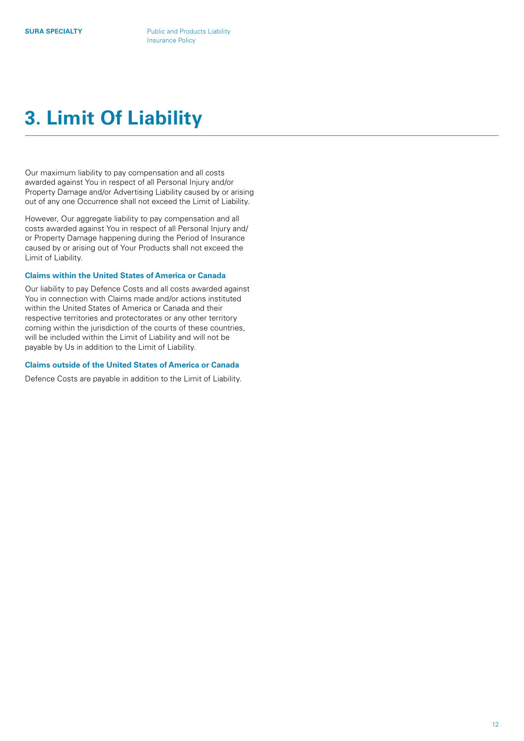# 3. Limit Of Liability

Our maximum liability to pay compensation and all costs awarded against You in respect of all Personal Injury and/or Property Damage and/or Advertising Liability caused by or arising out of any one Occurrence shall not exceed the Limit of Liability.

However, Our aggregate liability to pay compensation and all costs awarded against You in respect of all Personal Injury and/or Property Damage happening during the Period of Insurance caused by or arising out of Your Products shall not exceed the Limit of Liability.

### Claims within the United States of America or Canada

Our liability to pay Defence Costs and all costs awarded against You in connection with Claims made and/or actions instituted within the United States of America or Canada and their respective territories and protectorates or any other territory coming within the jurisdiction of the courts of these countries, will be included within the Limit of Liability and will not be payable by Us in addition to the Limit of Liability.

### Claims outside of the United States of America or Canada

Defence Costs are payable in addition to the Limit of Liability.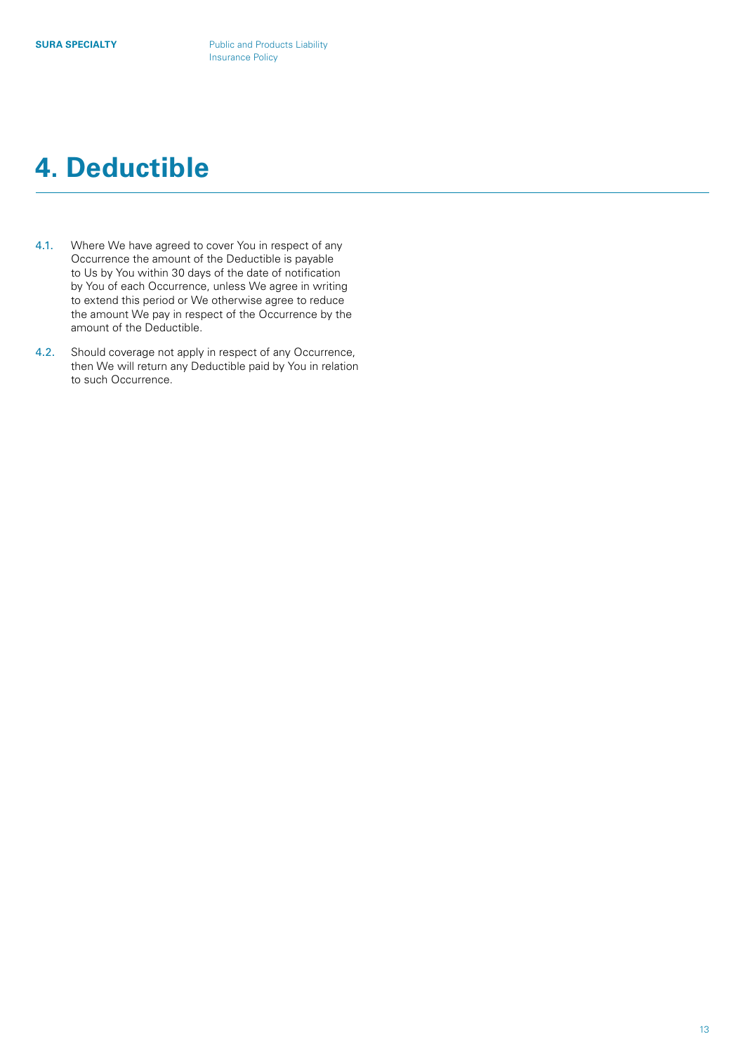# 4. Deductible

4.1. Where We have agreed to cover You in respect of any Occurrence the amount of the Deductible is payable to Us by You within 30 days of the date of notification by You of each Occurrence, unless We agree in writing to extend this period or We otherwise agree to reduce the amount We pay in respect of the Occurrence by the amount of the Deductible.

4.2. Should coverage not apply in respect of any Occurrence, then We will return any Deductible paid by You in relation to such Occurrence.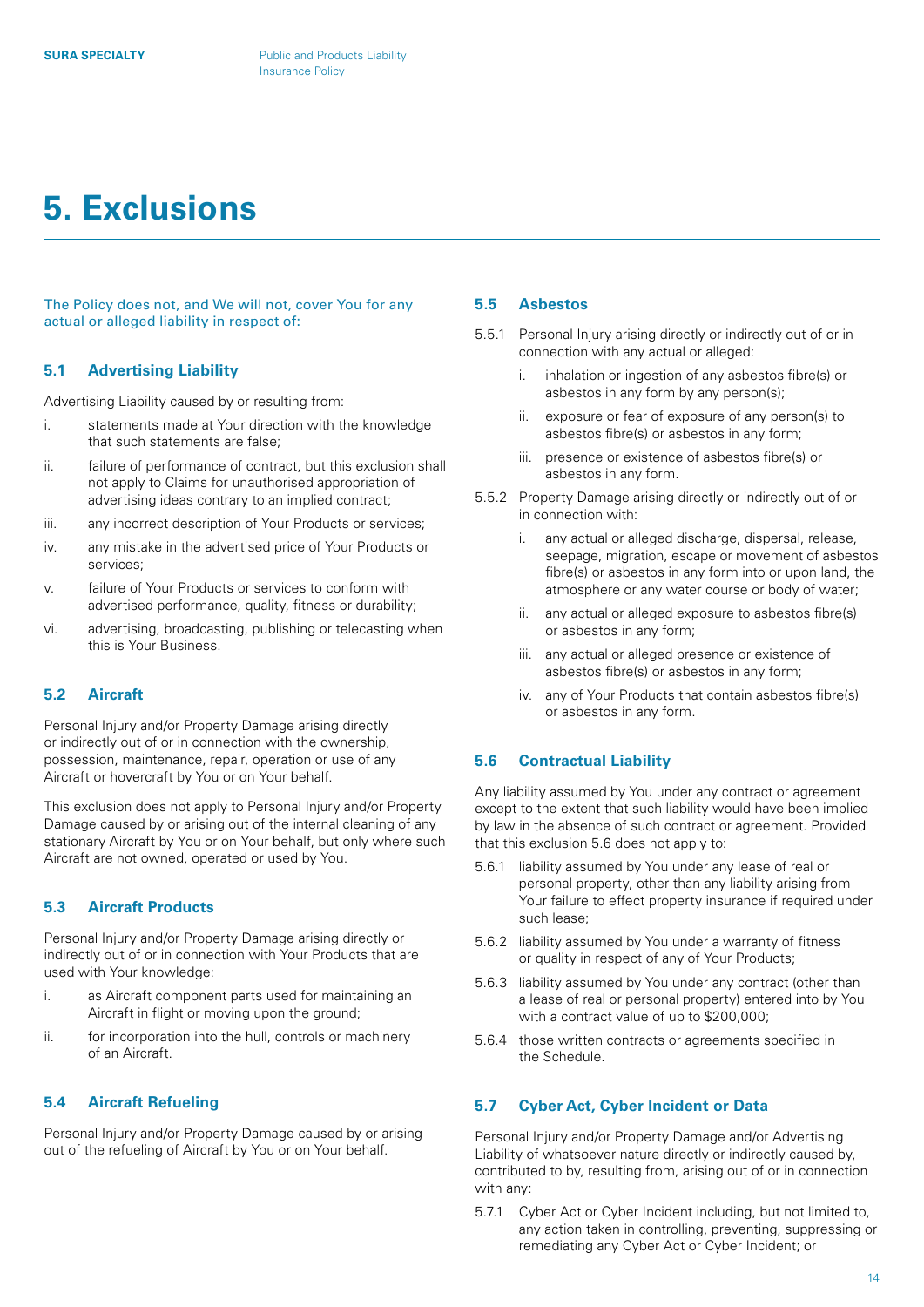# 5. Exclusions

The Policy does not, and We will not, cover You for any actual or alleged liability in respect of:

### 5.1 Advertising Liability

Advertising Liability caused by or resulting from:

i. statements made at Your direction with the knowledge that such statements are false;

ii. failure of performance of contract, but this exclusion shall not apply to Claims for unauthorised appropriation of advertising ideas contrary to an implied contract;

iii. any incorrect description of Your Products or services;

iv. any mistake in the advertised price of Your Products or services;

v. failure of Your Products or services to conform with advertised performance, quality, fitness or durability;

vi. advertising, broadcasting, publishing or telecasting when this is Your Business.

### 5.2 Aircraft

Personal Injury and/or Property Damage arising directly or indirectly out of or in connection with the ownership, possession, maintenance, repair, operation or use of any Aircraft or hovercraft by You or on Your behalf.

This exclusion does not apply to Personal Injury and/or Property Damage caused by or arising out of the internal cleaning of any stationary Aircraft by You or on Your behalf, but only where such Aircraft are not owned, operated or used by You.

### 5.3 Aircraft Products

Personal Injury and/or Property Damage arising directly or indirectly out of or in connection with Your Products that are used with Your knowledge:

i. as Aircraft component parts used for maintaining an Aircraft in flight or moving upon the ground;

ii. for incorporation into the hull, controls or machinery of an Aircraft.

### 5.4 Aircraft Refueling

Personal Injury and/or Property Damage caused by or arising out of the refueling of Aircraft by You or on Your behalf.

### 5.5 Asbestos

5.5.1 Personal Injury arising directly or indirectly out of or in connection with any actual or alleged:

- i. inhalation or ingestion of any asbestos fibre(s) or asbestos in any form by any person(s);
- ii. exposure or fear of exposure of any person(s) to asbestos fibre(s) or asbestos in any form;
- iii. presence or existence of asbestos fibre(s) or asbestos in any form.

5.5.2 Property Damage arising directly or indirectly out of or in connection with:

- i. any actual or alleged discharge, dispersal, release, seepage, migration, escape or movement of asbestos fibre(s) or asbestos in any form into or upon land, the atmosphere or any water course or body of water;
- ii. any actual or alleged exposure to asbestos fibre(s) or asbestos in any form;
- iii. any actual or alleged presence or existence of asbestos fibre(s) or asbestos in any form;
- iv. any of Your Products that contain asbestos fibre(s) or asbestos in any form.

### 5.6 Contractual Liability

Any liability assumed by You under any contract or agreement except to the extent that such liability would have been implied by law in the absence of such contract or agreement. Provided that this exclusion 5.6 does not apply to:

5.6.1 liability assumed by You under any lease of real or personal property, other than any liability arising from Your failure to effect property insurance if required under such lease;

5.6.2 liability assumed by You under a warranty of fitness or quality in respect of any of Your Products;

5.6.3 liability assumed by You under any contract (other than a lease of real or personal property) entered into by You with a contract value of up to $200,000;

5.6.4 those written contracts or agreements specified in the Schedule.

### 5.7 Cyber Act, Cyber Incident or Data

Personal Injury and/or Property Damage and/or Advertising Liability of whatsoever nature directly or indirectly caused by, contributed to by, resulting from, arising out of or in connection with any:

5.7.1 Cyber Act or Cyber Incident including, but not limited to, any action taken in controlling, preventing, suppressing or remediating any Cyber Act or Cyber Incident; or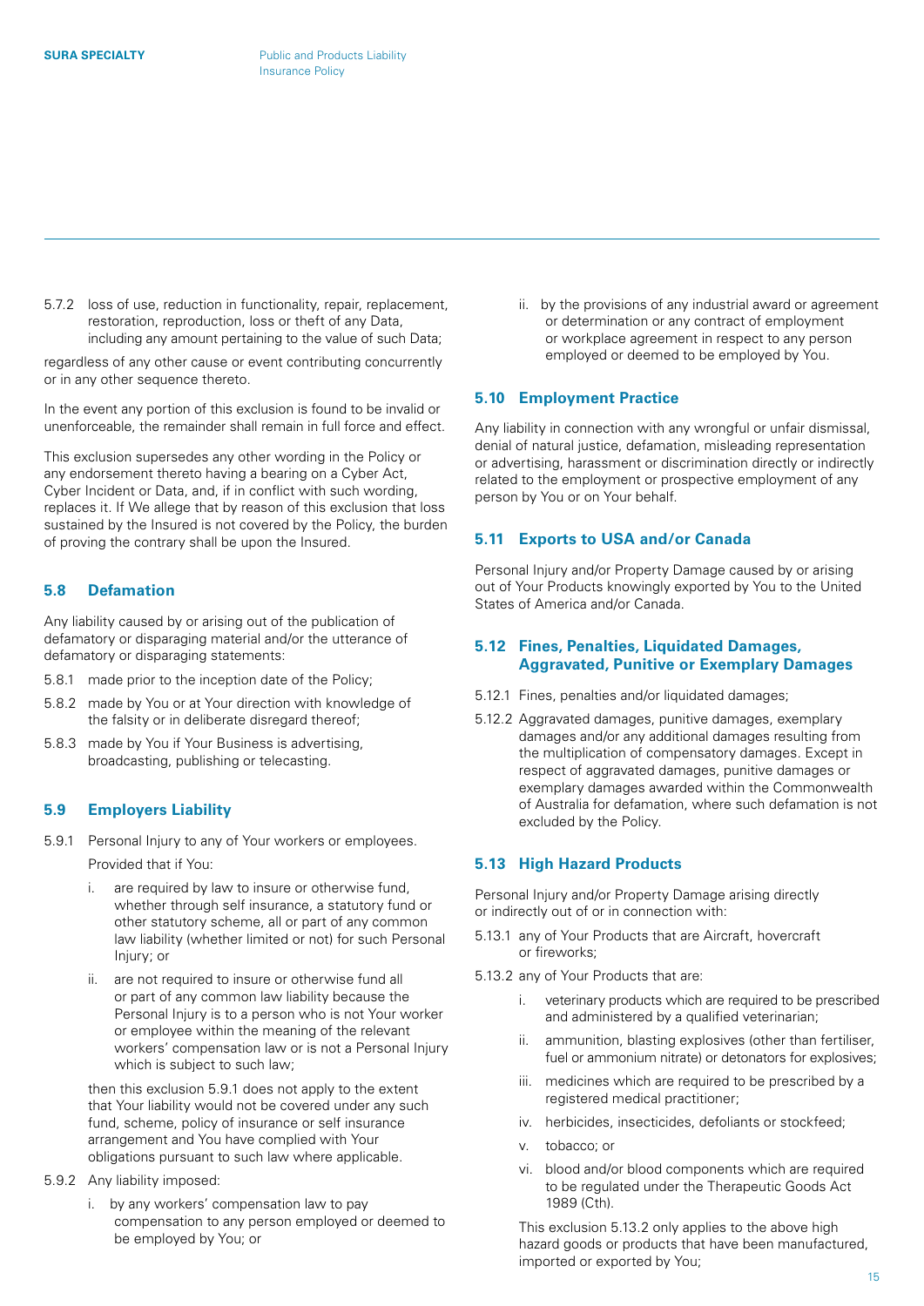5.7.2 loss of use, reduction in functionality, repair, replacement, restoration, reproduction, loss or theft of any Data, including any amount pertaining to the value of such Data;

regardless of any other cause or event contributing concurrently or in any other sequence thereto.

In the event any portion of this exclusion is found to be invalid or unenforceable, the remainder shall remain in full force and effect.

This exclusion supersedes any other wording in the Policy or any endorsement thereto having a bearing on a Cyber Act, Cyber Incident or Data, and, if in conflict with such wording, replaces it. If We allege that by reason of this exclusion that loss sustained by the Insured is not covered by the Policy, the burden of proving the contrary shall be upon the Insured.

### 5.8 Defamation

Any liability caused by or arising out of the publication of defamatory or disparaging material and/or the utterance of defamatory or disparaging statements:

5.8.1 made prior to the inception date of the Policy;

5.8.2 made by You or at Your direction with knowledge of the falsity or in deliberate disregard thereof;

5.8.3 made by You if Your Business is advertising, broadcasting, publishing or telecasting.

### 5.9 Employers Liability

5.9.1 Personal Injury to any of Your workers or employees.

Provided that if You:

i. are required by law to insure or otherwise fund, whether through self insurance, a statutory fund or other statutory scheme, all or part of any common law liability (whether limited or not) for such Personal Injury; or

ii. are not required to insure or otherwise fund all or part of any common law liability because the Personal Injury is to a person who is not Your worker or employee within the meaning of the relevant workers' compensation law or is not a Personal Injury which is subject to such law;

then this exclusion 5.9.1 does not apply to the extent that Your liability would not be covered under any such fund, scheme, policy of insurance or self insurance arrangement and You have complied with Your obligations pursuant to such law where applicable.

5.9.2 Any liability imposed:

i. by any workers' compensation law to pay compensation to any person employed or deemed to be employed by You; or

ii. by the provisions of any industrial award or agreement or determination or any contract of employment or workplace agreement in respect to any person employed or deemed to be employed by You.

### 5.10 Employment Practice

Any liability in connection with any wrongful or unfair dismissal, denial of natural justice, defamation, misleading representation or advertising, harassment or discrimination directly or indirectly related to the employment or prospective employment of any person by You or on Your behalf.

### 5.11 Exports to USA and/or Canada

Personal Injury and/or Property Damage caused by or arising out of Your Products knowingly exported by You to the United States of America and/or Canada.

### 5.12 Fines, Penalties, Liquidated Damages, Aggravated, Punitive or Exemplary Damages

5.12.1 Fines, penalties and/or liquidated damages;

5.12.2 Aggravated damages, punitive damages, exemplary damages and/or any additional damages resulting from the multiplication of compensatory damages. Except in respect of aggravated damages, punitive damages or exemplary damages awarded within the Commonwealth of Australia for defamation, where such defamation is not excluded by the Policy.

### 5.13 High Hazard Products

Personal Injury and/or Property Damage arising directly or indirectly out of or in connection with:

5.13.1 any of Your Products that are Aircraft, hovercraft or fireworks;

5.13.2 any of Your Products that are:

i. veterinary products which are required to be prescribed and administered by a qualified veterinarian;

ii. ammunition, blasting explosives (other than fertiliser, fuel or ammonium nitrate) or detonators for explosives;

iii. medicines which are required to be prescribed by a registered medical practitioner;

iv. herbicides, insecticides, defoliants or stockfeed;

v. tobacco; or

vi. blood and/or blood components which are required to be regulated under the Therapeutic Goods Act 1989 (Cth).

This exclusion 5.13.2 only applies to the above high hazard goods or products that have been manufactured, imported or exported by You;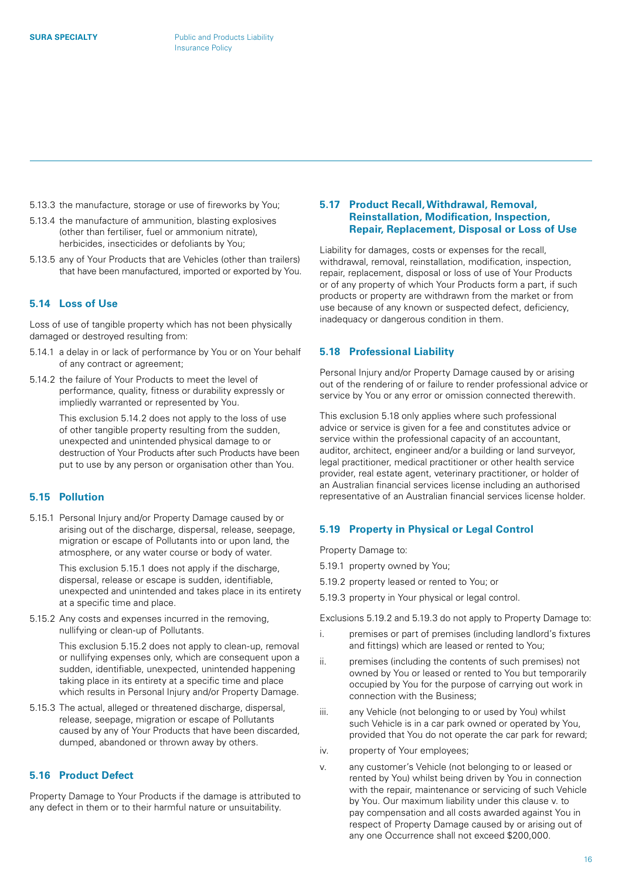5.13.3 the manufacture, storage or use of fireworks by You;

5.13.4 the manufacture of ammunition, blasting explosives (other than fertiliser, fuel or ammonium nitrate), herbicides, insecticides or defoliants by You;

5.13.5 any of Your Products that are Vehicles (other than trailers) that have been manufactured, imported or exported by You.

### 5.14 Loss of Use

Loss of use of tangible property which has not been physically damaged or destroyed resulting from:

5.14.1 a delay in or lack of performance by You or on Your behalf of any contract or agreement;

5.14.2 the failure of Your Products to meet the level of performance, quality, fitness or durability expressly or impliedly warranted or represented by You.

This exclusion 5.14.2 does not apply to the loss of use of other tangible property resulting from the sudden, unexpected and unintended physical damage to or destruction of Your Products after such Products have been put to use by any person or organisation other than You.

### 5.15 Pollution

5.15.1 Personal Injury and/or Property Damage caused by or arising out of the discharge, dispersal, release, seepage, migration or escape of Pollutants into or upon land, the atmosphere, or any water course or body of water.

This exclusion 5.15.1 does not apply if the discharge, dispersal, release or escape is sudden, identifiable, unexpected and unintended and takes place in its entirety at a specific time and place.

5.15.2 Any costs and expenses incurred in the removing, nullifying or clean-up of Pollutants.

This exclusion 5.15.2 does not apply to clean-up, removal or nullifying expenses only, which are consequent upon a sudden, identifiable, unexpected, unintended happening taking place in its entirety at a specific time and place which results in Personal Injury and/or Property Damage.

5.15.3 The actual, alleged or threatened discharge, dispersal, release, seepage, migration or escape of Pollutants caused by any of Your Products that have been discarded, dumped, abandoned or thrown away by others.

### 5.16 Product Defect

Property Damage to Your Products if the damage is attributed to any defect in them or to their harmful nature or unsuitability.

### 5.17 Product Recall, Withdrawal, Removal, Reinstallation, Modification, Inspection, Repair, Replacement, Disposal or Loss of Use

Liability for damages, costs or expenses for the recall, withdrawal, removal, reinstallation, modification, inspection, repair, replacement, disposal or loss of use of Your Products or of any property of which Your Products form a part, if such products or property are withdrawn from the market or from use because of any known or suspected defect, deficiency, inadequacy or dangerous condition in them.

### 5.18 Professional Liability

Personal Injury and/or Property Damage caused by or arising out of the rendering of or failure to render professional advice or service by You or any error or omission connected therewith.

This exclusion 5.18 only applies where such professional advice or service is given for a fee and constitutes advice or service within the professional capacity of an accountant, auditor, architect, engineer and/or a building or land surveyor, legal practitioner, medical practitioner or other health service provider, real estate agent, veterinary practitioner, or holder of an Australian financial services license including an authorised representative of an Australian financial services license holder.

### 5.19 Property in Physical or Legal Control

Property Damage to:

5.19.1 property owned by You;

5.19.2 property leased or rented to You; or

5.19.3 property in Your physical or legal control.

Exclusions 5.19.2 and 5.19.3 do not apply to Property Damage to:

i. premises or part of premises (including landlord's fixtures and fittings) which are leased or rented to You;

ii. premises (including the contents of such premises) not owned by You or leased or rented to You but temporarily occupied by You for the purpose of carrying out work in connection with the Business;

iii. any Vehicle (not belonging to or used by You) whilst such Vehicle is in a car park owned or operated by You, provided that You do not operate the car park for reward;

iv. property of Your employees;

v. any customer's Vehicle (not belonging to or leased or rented by You) whilst being driven by You in connection with the repair, maintenance or servicing of such Vehicle by You. Our maximum liability under this clause v. to pay compensation and all costs awarded against You in respect of Property Damage caused by or arising out of any one Occurrence shall not exceed $200,000.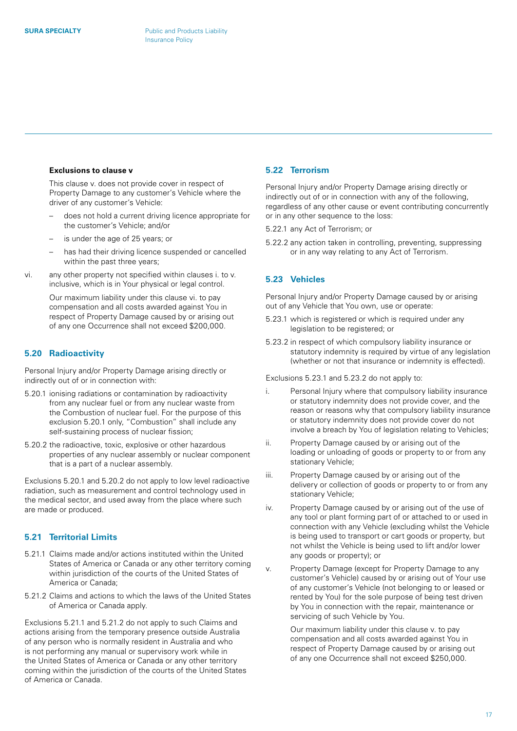**Exclusions to clause v**

This clause v. does not provide cover in respect of Property Damage to any customer's Vehicle where the driver of any customer's Vehicle:

- does not hold a current driving licence appropriate for the customer's Vehicle; and/or
- is under the age of 25 years; or
- has had their driving licence suspended or cancelled within the past three years;

vi. any other property not specified within clauses i. to v. inclusive, which is in Your physical or legal control.

Our maximum liability under this clause vi. to pay compensation and all costs awarded against You in respect of Property Damage caused by or arising out of any one Occurrence shall not exceed $200,000.

## 5.20 Radioactivity

Personal Injury and/or Property Damage arising directly or indirectly out of or in connection with:

5.20.1 ionising radiations or contamination by radioactivity from any nuclear fuel or from any nuclear waste from the Combustion of nuclear fuel. For the purpose of this exclusion 5.20.1 only, "Combustion" shall include any self-sustaining process of nuclear fission;

5.20.2 the radioactive, toxic, explosive or other hazardous properties of any nuclear assembly or nuclear component that is a part of a nuclear assembly.

Exclusions 5.20.1 and 5.20.2 do not apply to low level radioactive radiation, such as measurement and control technology used in the medical sector, and used away from the place where such are made or produced.

## 5.21 Territorial Limits

5.21.1 Claims made and/or actions instituted within the United States of America or Canada or any other territory coming within jurisdiction of the courts of the United States of America or Canada;

5.21.2 Claims and actions to which the laws of the United States of America or Canada apply.

Exclusions 5.21.1 and 5.21.2 do not apply to such Claims and actions arising from the temporary presence outside Australia of any person who is normally resident in Australia and who is not performing any manual or supervisory work while in the United States of America or Canada or any other territory coming within the jurisdiction of the courts of the United States of America or Canada.

## 5.22 Terrorism

Personal Injury and/or Property Damage arising directly or indirectly out of or in connection with any of the following, regardless of any other cause or event contributing concurrently or in any other sequence to the loss:

5.22.1 any Act of Terrorism; or

5.22.2 any action taken in controlling, preventing, suppressing or in any way relating to any Act of Terrorism.

## 5.23 Vehicles

Personal Injury and/or Property Damage caused by or arising out of any Vehicle that You own, use or operate:

5.23.1 which is registered or which is required under any legislation to be registered; or

5.23.2 in respect of which compulsory liability insurance or statutory indemnity is required by virtue of any legislation (whether or not that insurance or indemnity is effected).

Exclusions 5.23.1 and 5.23.2 do not apply to:

i. Personal Injury where that compulsory liability insurance or statutory indemnity does not provide cover, and the reason or reasons why that compulsory liability insurance or statutory indemnity does not provide cover do not involve a breach by You of legislation relating to Vehicles;

ii. Property Damage caused by or arising out of the loading or unloading of goods or property to or from any stationary Vehicle;

iii. Property Damage caused by or arising out of the delivery or collection of goods or property to or from any stationary Vehicle;

iv. Property Damage caused by or arising out of the use of any tool or plant forming part of or attached to or used in connection with any Vehicle (excluding whilst the Vehicle is being used to transport or cart goods or property, but not whilst the Vehicle is being used to lift and/or lower any goods or property); or

v. Property Damage (except for Property Damage to any customer's Vehicle) caused by or arising out of Your use of any customer's Vehicle (not belonging to or leased or rented by You) for the sole purpose of being test driven by You in connection with the repair, maintenance or servicing of such Vehicle by You.

Our maximum liability under this clause v. to pay compensation and all costs awarded against You in respect of Property Damage caused by or arising out of any one Occurrence shall not exceed $250,000.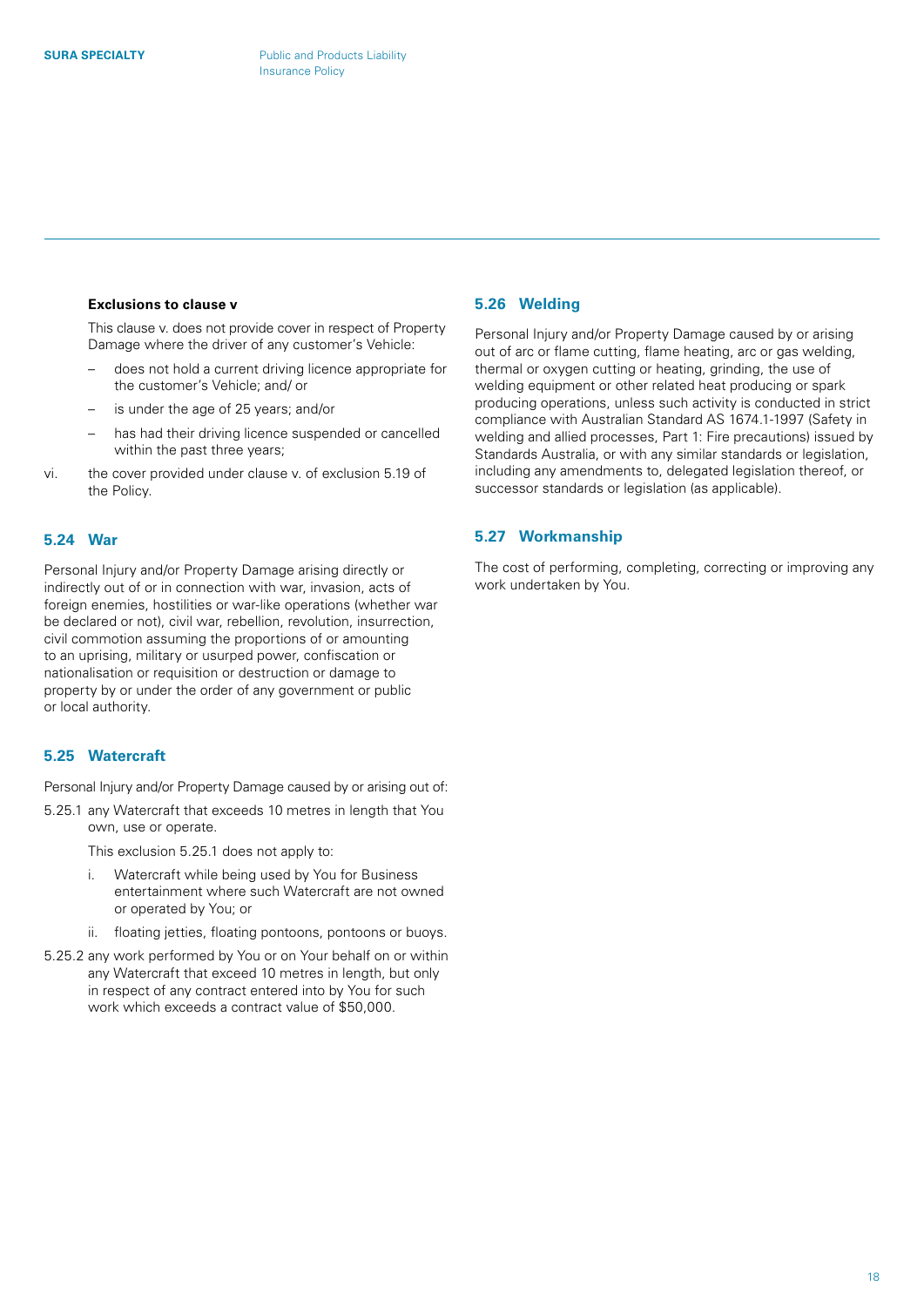**Exclusions to clause v**

This clause v. does not provide cover in respect of Property Damage where the driver of any customer's Vehicle:

- does not hold a current driving licence appropriate for the customer's Vehicle; and/ or
- is under the age of 25 years; and/or
- has had their driving licence suspended or cancelled within the past three years;

vi. the cover provided under clause v. of exclusion 5.19 of the Policy.

## 5.24 War

Personal Injury and/or Property Damage arising directly or indirectly out of or in connection with war, invasion, acts of foreign enemies, hostilities or war-like operations (whether war be declared or not), civil war, rebellion, revolution, insurrection, civil commotion assuming the proportions of or amounting to an uprising, military or usurped power, confiscation or nationalisation or requisition or destruction or damage to property by or under the order of any government or public or local authority.

## 5.25 Watercraft

Personal Injury and/or Property Damage caused by or arising out of:

5.25.1 any Watercraft that exceeds 10 metres in length that You own, use or operate.

This exclusion 5.25.1 does not apply to:

i. Watercraft while being used by You for Business entertainment where such Watercraft are not owned or operated by You; or

ii. floating jetties, floating pontoons, pontoons or buoys.

5.25.2 any work performed by You or on Your behalf on or within any Watercraft that exceed 10 metres in length, but only in respect of any contract entered into by You for such work which exceeds a contract value of $50,000.

## 5.26 Welding

Personal Injury and/or Property Damage caused by or arising out of arc or flame cutting, flame heating, arc or gas welding, thermal or oxygen cutting or heating, grinding, the use of welding equipment or other related heat producing or spark producing operations, unless such activity is conducted in strict compliance with Australian Standard AS 1674.1-1997 (Safety in welding and allied processes, Part 1: Fire precautions) issued by Standards Australia, or with any similar standards or legislation, including any amendments to, delegated legislation thereof, or successor standards or legislation (as applicable).

## 5.27 Workmanship

The cost of performing, completing, correcting or improving any work undertaken by You.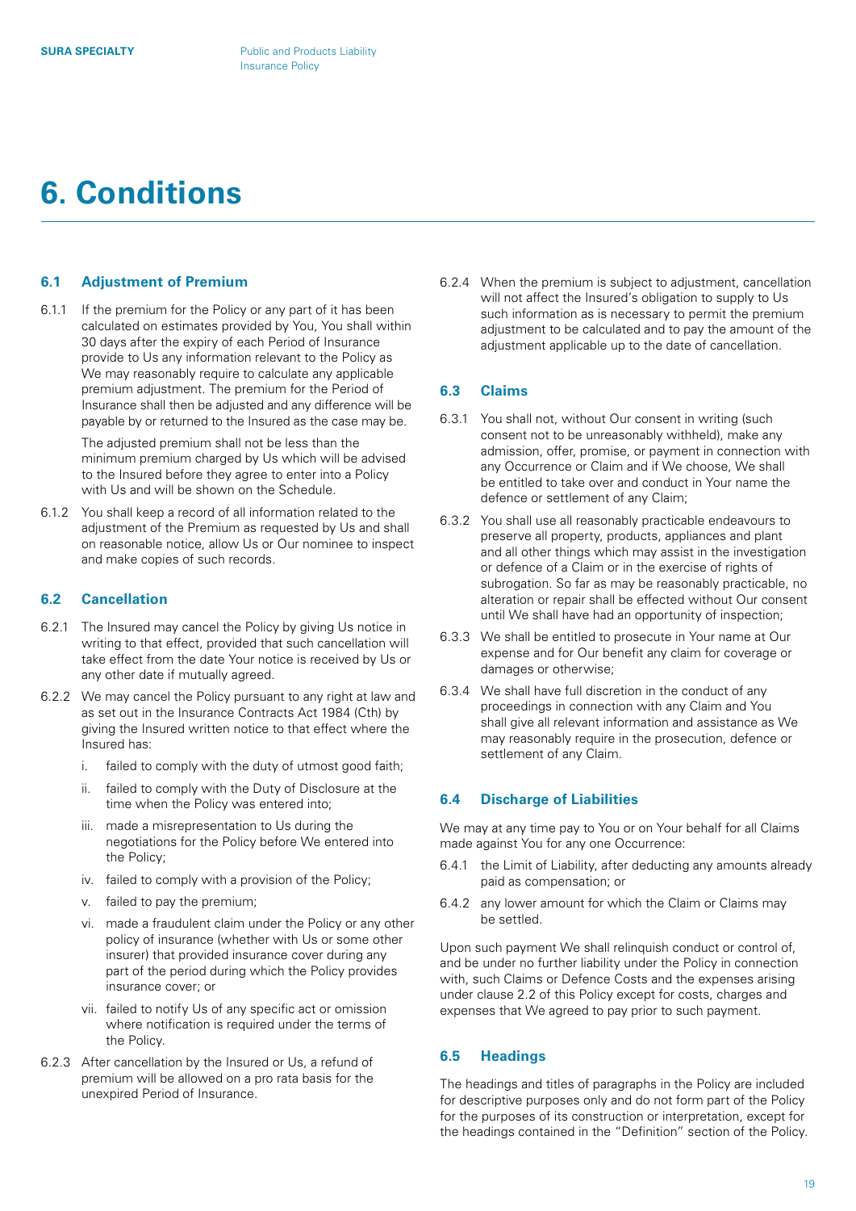# 6. Conditions

## 6.1 Adjustment of Premium

6.1.1 If the premium for the Policy or any part of it has been calculated on estimates provided by You, You shall within 30 days after the expiry of each Period of Insurance provide to Us any information relevant to the Policy as We may reasonably require to calculate any applicable premium adjustment. The premium for the Period of Insurance shall then be adjusted and any difference will be payable by or returned to the Insured as the case may be.

The adjusted premium shall not be less than the minimum premium charged by Us which will be advised to the Insured before they agree to enter into a Policy with Us and will be shown on the Schedule.

6.1.2 You shall keep a record of all information related to the adjustment of the Premium as requested by Us and shall on reasonable notice, allow Us or Our nominee to inspect and make copies of such records.

## 6.2 Cancellation

6.2.1 The Insured may cancel the Policy by giving Us notice in writing to that effect, provided that such cancellation will take effect from the date Your notice is received by Us or any other date if mutually agreed.

6.2.2 We may cancel the Policy pursuant to any right at law and as set out in the Insurance Contracts Act 1984 (Cth) by giving the Insured written notice to that effect where the Insured has:

i. failed to comply with the duty of utmost good faith;

ii. failed to comply with the Duty of Disclosure at the time when the Policy was entered into;

iii. made a misrepresentation to Us during the negotiations for the Policy before We entered into the Policy;

iv. failed to comply with a provision of the Policy;

v. failed to pay the premium;

vi. made a fraudulent claim under the Policy or any other policy of insurance (whether with Us or some other insurer) that provided insurance cover during any part of the period during which the Policy provides insurance cover; or

vii. failed to notify Us of any specific act or omission where notification is required under the terms of the Policy.

6.2.3 After cancellation by the Insured or Us, a refund of premium will be allowed on a pro rata basis for the unexpired Period of Insurance.

6.2.4 When the premium is subject to adjustment, cancellation will not affect the Insured's obligation to supply to Us such information as is necessary to permit the premium adjustment to be calculated and to pay the amount of the adjustment applicable up to the date of cancellation.

## 6.3 Claims

6.3.1 You shall not, without Our consent in writing (such consent not to be unreasonably withheld), make any admission, offer, promise, or payment in connection with any Occurrence or Claim and if We choose, We shall be entitled to take over and conduct in Your name the defence or settlement of any Claim;

6.3.2 You shall use all reasonably practicable endeavours to preserve all property, products, appliances and plant and all other things which may assist in the investigation or defence of a Claim or in the exercise of rights of subrogation. So far as may be reasonably practicable, no alteration or repair shall be effected without Our consent until We shall have had an opportunity of inspection;

6.3.3 We shall be entitled to prosecute in Your name at Our expense and for Our benefit any claim for coverage or damages or otherwise;

6.3.4 We shall have full discretion in the conduct of any proceedings in connection with any Claim and You shall give all relevant information and assistance as We may reasonably require in the prosecution, defence or settlement of any Claim.

## 6.4 Discharge of Liabilities

We may at any time pay to You or on Your behalf for all Claims made against You for any one Occurrence:

6.4.1 the Limit of Liability, after deducting any amounts already paid as compensation; or

6.4.2 any lower amount for which the Claim or Claims may be settled.

Upon such payment We shall relinquish conduct or control of, and be under no further liability under the Policy in connection with, such Claims or Defence Costs and the expenses arising under clause 2.2 of this Policy except for costs, charges and expenses that We agreed to pay prior to such payment.

## 6.5 Headings

The headings and titles of paragraphs in the Policy are included for descriptive purposes only and do not form part of the Policy for the purposes of its construction or interpretation, except for the headings contained in the "Definition" section of the Policy.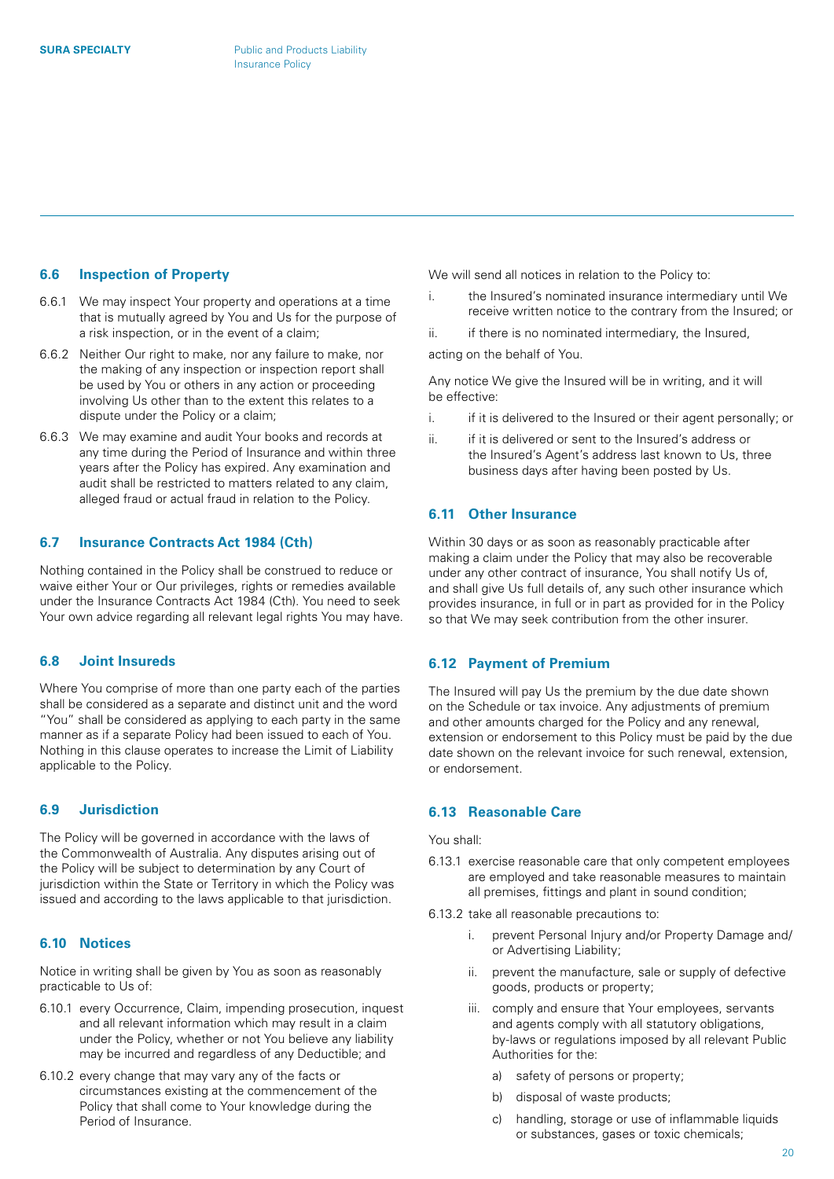### 6.6 Inspection of Property

6.6.1 We may inspect Your property and operations at a time that is mutually agreed by You and Us for the purpose of a risk inspection, or in the event of a claim;

6.6.2 Neither Our right to make, nor any failure to make, nor the making of any inspection or inspection report shall be used by You or others in any action or proceeding involving Us other than to the extent this relates to a dispute under the Policy or a claim;

6.6.3 We may examine and audit Your books and records at any time during the Period of Insurance and within three years after the Policy has expired. Any examination and audit shall be restricted to matters related to any claim, alleged fraud or actual fraud in relation to the Policy.

### 6.7 Insurance Contracts Act 1984 (Cth)

Nothing contained in the Policy shall be construed to reduce or waive either Your or Our privileges, rights or remedies available under the Insurance Contracts Act 1984 (Cth). You need to seek Your own advice regarding all relevant legal rights You may have.

### 6.8 Joint Insureds

Where You comprise of more than one party each of the parties shall be considered as a separate and distinct unit and the word "You" shall be considered as applying to each party in the same manner as if a separate Policy had been issued to each of You. Nothing in this clause operates to increase the Limit of Liability applicable to the Policy.

### 6.9 Jurisdiction

The Policy will be governed in accordance with the laws of the Commonwealth of Australia. Any disputes arising out of the Policy will be subject to determination by any Court of jurisdiction within the State or Territory in which the Policy was issued and according to the laws applicable to that jurisdiction.

### 6.10 Notices

Notice in writing shall be given by You as soon as reasonably practicable to Us of:

6.10.1 every Occurrence, Claim, impending prosecution, inquest and all relevant information which may result in a claim under the Policy, whether or not You believe any liability may be incurred and regardless of any Deductible; and

6.10.2 every change that may vary any of the facts or circumstances existing at the commencement of the Policy that shall come to Your knowledge during the Period of Insurance.

We will send all notices in relation to the Policy to:

i. the Insured's nominated insurance intermediary until We receive written notice to the contrary from the Insured; or

ii. if there is no nominated intermediary, the Insured,

acting on the behalf of You.

Any notice We give the Insured will be in writing, and it will be effective:

i. if it is delivered to the Insured or their agent personally; or

ii. if it is delivered or sent to the Insured's address or the Insured's Agent's address last known to Us, three business days after having been posted by Us.

### 6.11 Other Insurance

Within 30 days or as soon as reasonably practicable after making a claim under the Policy that may also be recoverable under any other contract of insurance, You shall notify Us of, and shall give Us full details of, any such other insurance which provides insurance, in full or in part as provided for in the Policy so that We may seek contribution from the other insurer.

### 6.12 Payment of Premium

The Insured will pay Us the premium by the due date shown on the Schedule or tax invoice. Any adjustments of premium and other amounts charged for the Policy and any renewal, extension or endorsement to this Policy must be paid by the due date shown on the relevant invoice for such renewal, extension, or endorsement.

### 6.13 Reasonable Care

You shall:

6.13.1 exercise reasonable care that only competent employees are employed and take reasonable measures to maintain all premises, fittings and plant in sound condition;

6.13.2 take all reasonable precautions to:

i. prevent Personal Injury and/or Property Damage and/or Advertising Liability;

ii. prevent the manufacture, sale or supply of defective goods, products or property;

iii. comply and ensure that Your employees, servants and agents comply with all statutory obligations, by-laws or regulations imposed by all relevant Public Authorities for the:

a) safety of persons or property;

b) disposal of waste products;

c) handling, storage or use of inflammable liquids or substances, gases or toxic chemicals;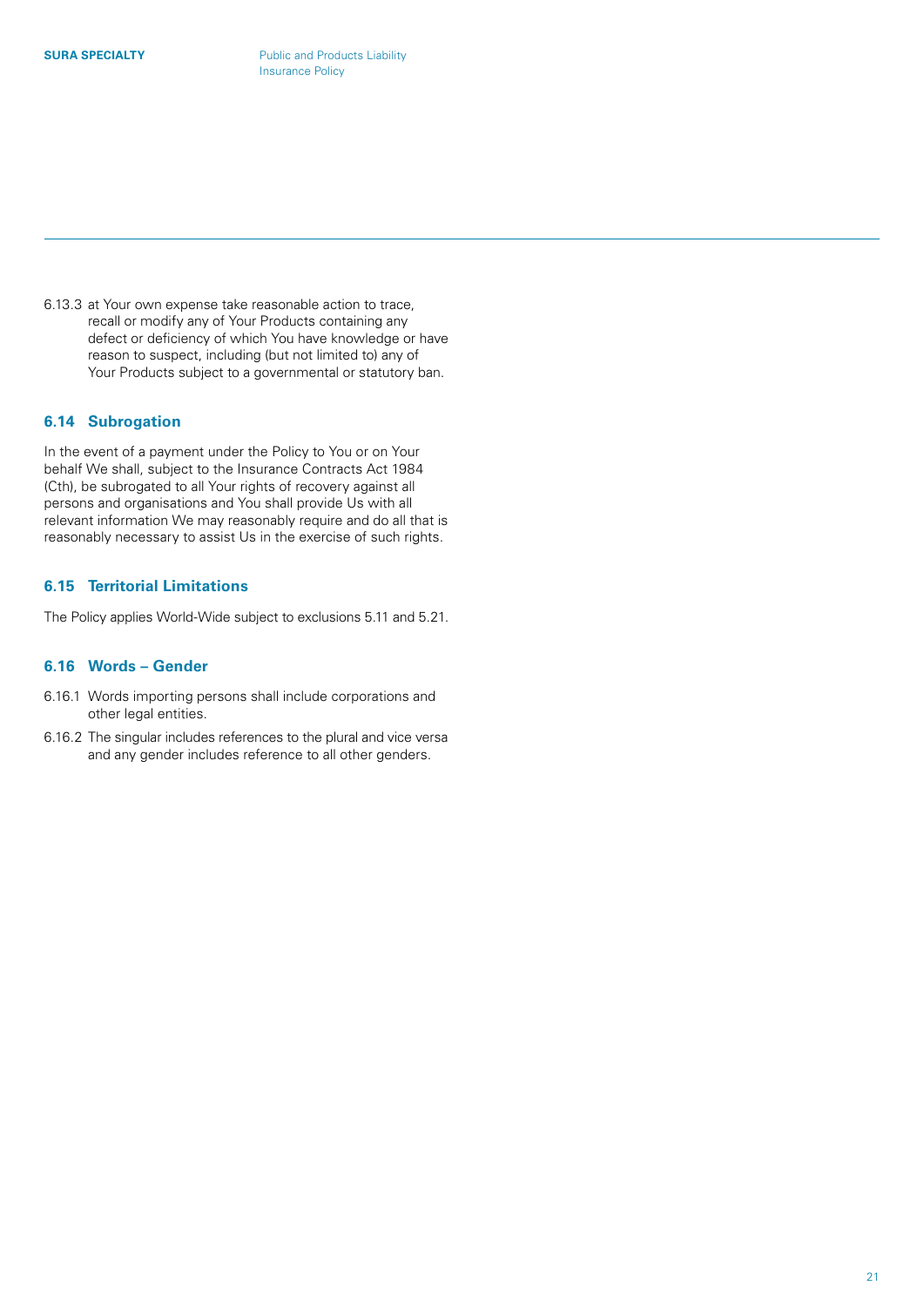6.13.3 at Your own expense take reasonable action to trace, recall or modify any of Your Products containing any defect or deficiency of which You have knowledge or have reason to suspect, including (but not limited to) any of Your Products subject to a governmental or statutory ban.

### 6.14 Subrogation

In the event of a payment under the Policy to You or on Your behalf We shall, subject to the Insurance Contracts Act 1984 (Cth), be subrogated to all Your rights of recovery against all persons and organisations and You shall provide Us with all relevant information We may reasonably require and do all that is reasonably necessary to assist Us in the exercise of such rights.

### 6.15 Territorial Limitations

The Policy applies World-Wide subject to exclusions 5.11 and 5.21.

### 6.16 Words – Gender

6.16.1 Words importing persons shall include corporations and other legal entities.

6.16.2 The singular includes references to the plural and vice versa and any gender includes reference to all other genders.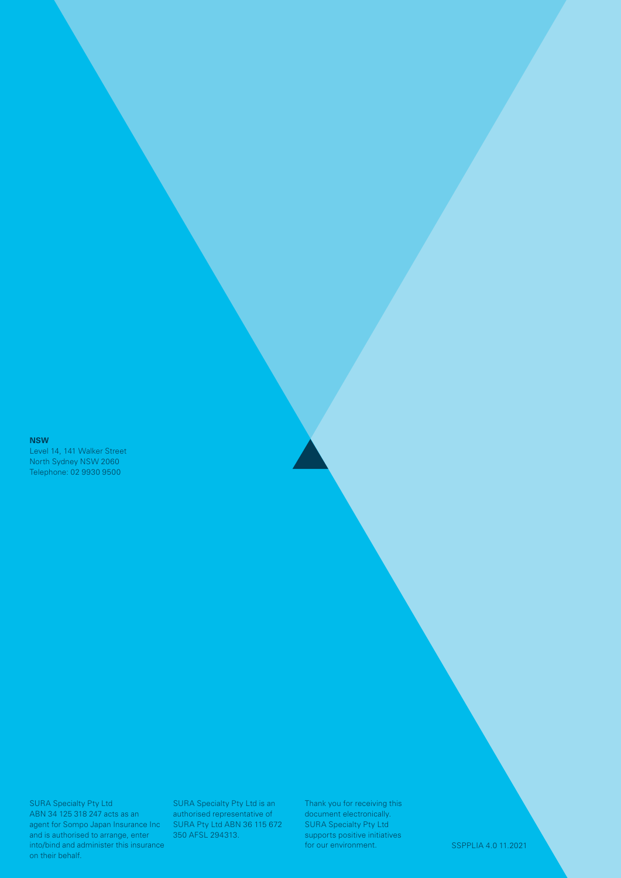**NSW**
Level 14, 141 Walker Street
North Sydney NSW 2060
Telephone: 02 9930 9500

SURA Specialty Pty Ltd ABN 34 125 318 247 acts as an agent for Sompo Japan Insurance Inc and is authorised to arrange, enter into/bind and administer this insurance on their behalf.

SURA Specialty Pty Ltd is an authorised representative of SURA Pty Ltd ABN 36 115 672 350 AFSL 294313.

Thank you for receiving this document electronically. SURA Specialty Pty Ltd supports positive initiatives for our environment.

SSPPLIA 4.0 11.2021